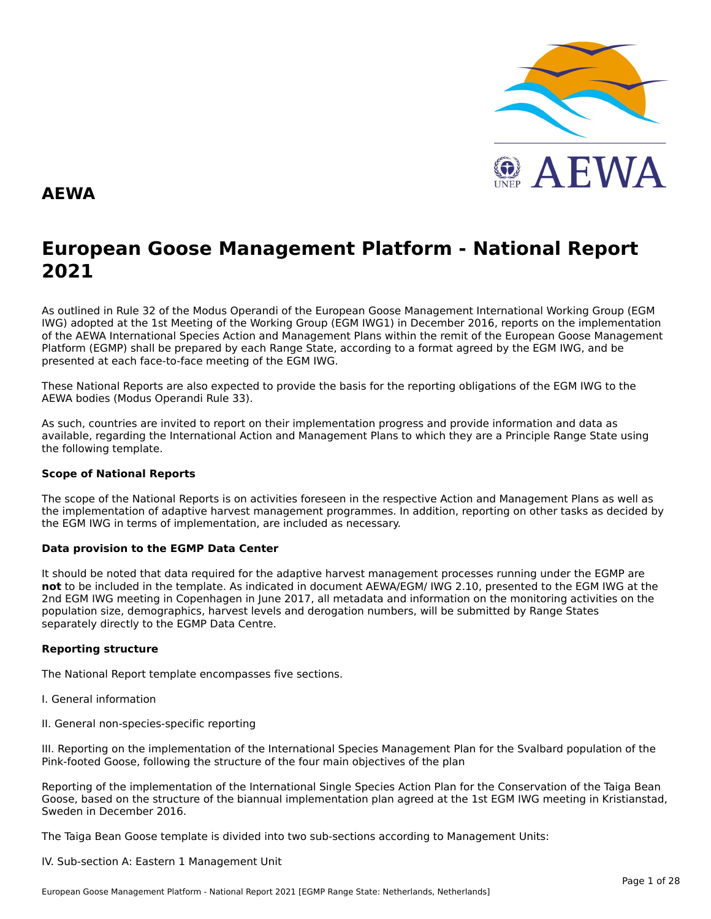# AEWA

# European Goose Management Platform - National Report 2021

As outlined in Rule 32 of the Modus Operandi of the European Goose Management International Working Group (EGM IWG) adopted at the 1st Meeting of the Working Group (EGM IWG1) in December 2016, reports on the implementation of the AEWA International Species Action and Management Plans within the remit of the European Goose Management Platform (EGMP) shall be prepared by each Range State, according to a format agreed by the EGM IWG, and be presented at each face-to-face meeting of the EGM IWG.

These National Reports are also expected to provide the basis for the reporting obligations of the EGM IWG to the AEWA bodies (Modus Operandi Rule 33).

As such, countries are invited to report on their implementation progress and provide information and data as available, regarding the International Action and Management Plans to which they are a Principle Range State using the following template.

**Scope of National Reports**

The scope of the National Reports is on activities foreseen in the respective Action and Management Plans as well as the implementation of adaptive harvest management programmes. In addition, reporting on other tasks as decided by the EGM IWG in terms of implementation, are included as necessary.

**Data provision to the EGMP Data Center**

It should be noted that data required for the adaptive harvest management processes running under the EGMP are **not** to be included in the template. As indicated in document AEWA/EGM/ IWG 2.10, presented to the EGM IWG at the 2nd EGM IWG meeting in Copenhagen in June 2017, all metadata and information on the monitoring activities on the population size, demographics, harvest levels and derogation numbers, will be submitted by Range States separately directly to the EGMP Data Centre.

**Reporting structure**

The National Report template encompasses five sections.

I. General information

II. General non-species-specific reporting

III. Reporting on the implementation of the International Species Management Plan for the Svalbard population of the Pink-footed Goose, following the structure of the four main objectives of the plan

Reporting of the implementation of the International Single Species Action Plan for the Conservation of the Taiga Bean Goose, based on the structure of the biannual implementation plan agreed at the 1st EGM IWG meeting in Kristianstad, Sweden in December 2016.

The Taiga Bean Goose template is divided into two sub-sections according to Management Units:

IV. Sub-section A: Eastern 1 Management Unit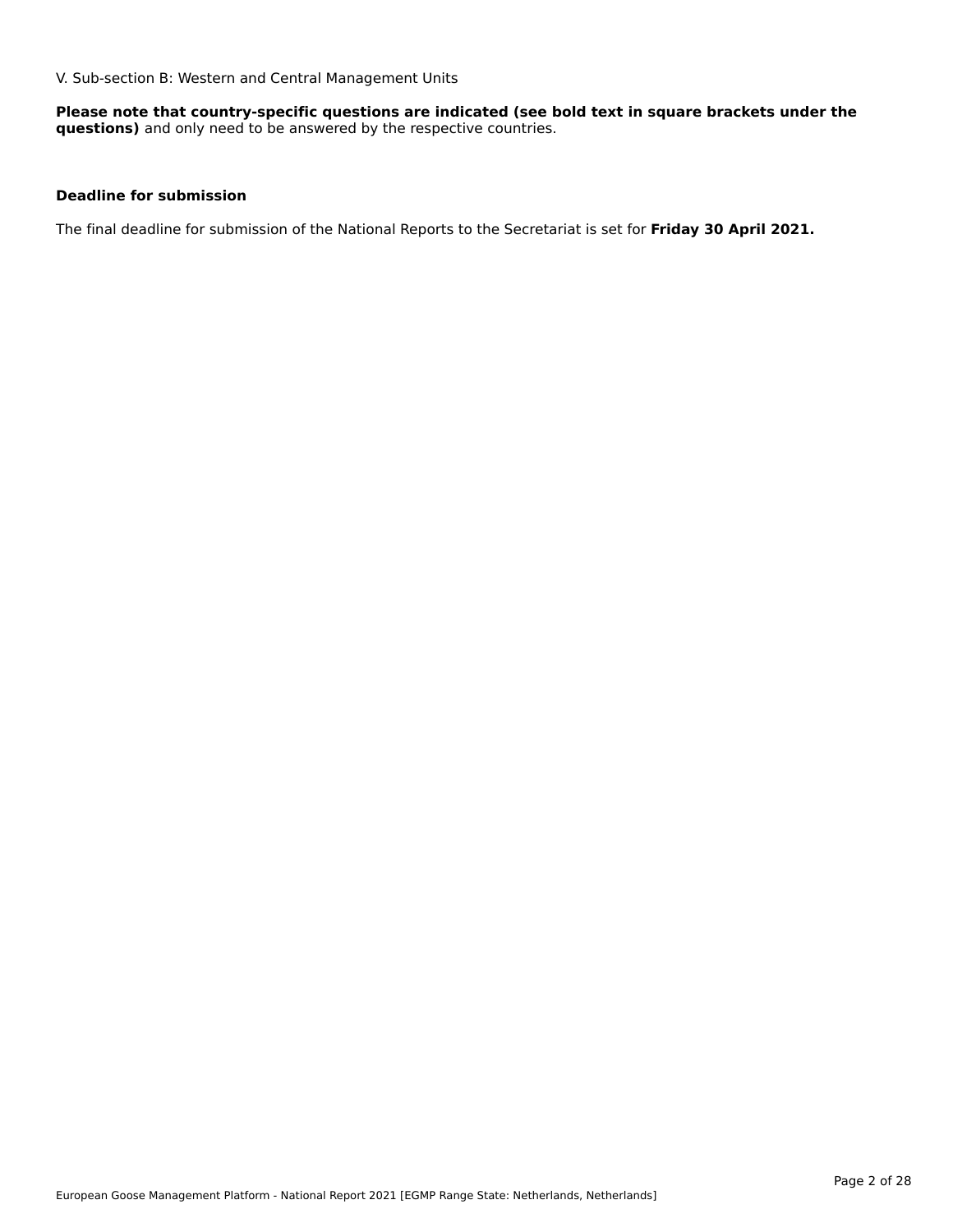V. Sub-section B: Western and Central Management Units

**Please note that country-specific questions are indicated (see bold text in square brackets under the questions)** and only need to be answered by the respective countries.

**Deadline for submission**

The final deadline for submission of the National Reports to the Secretariat is set for **Friday 30 April 2021.**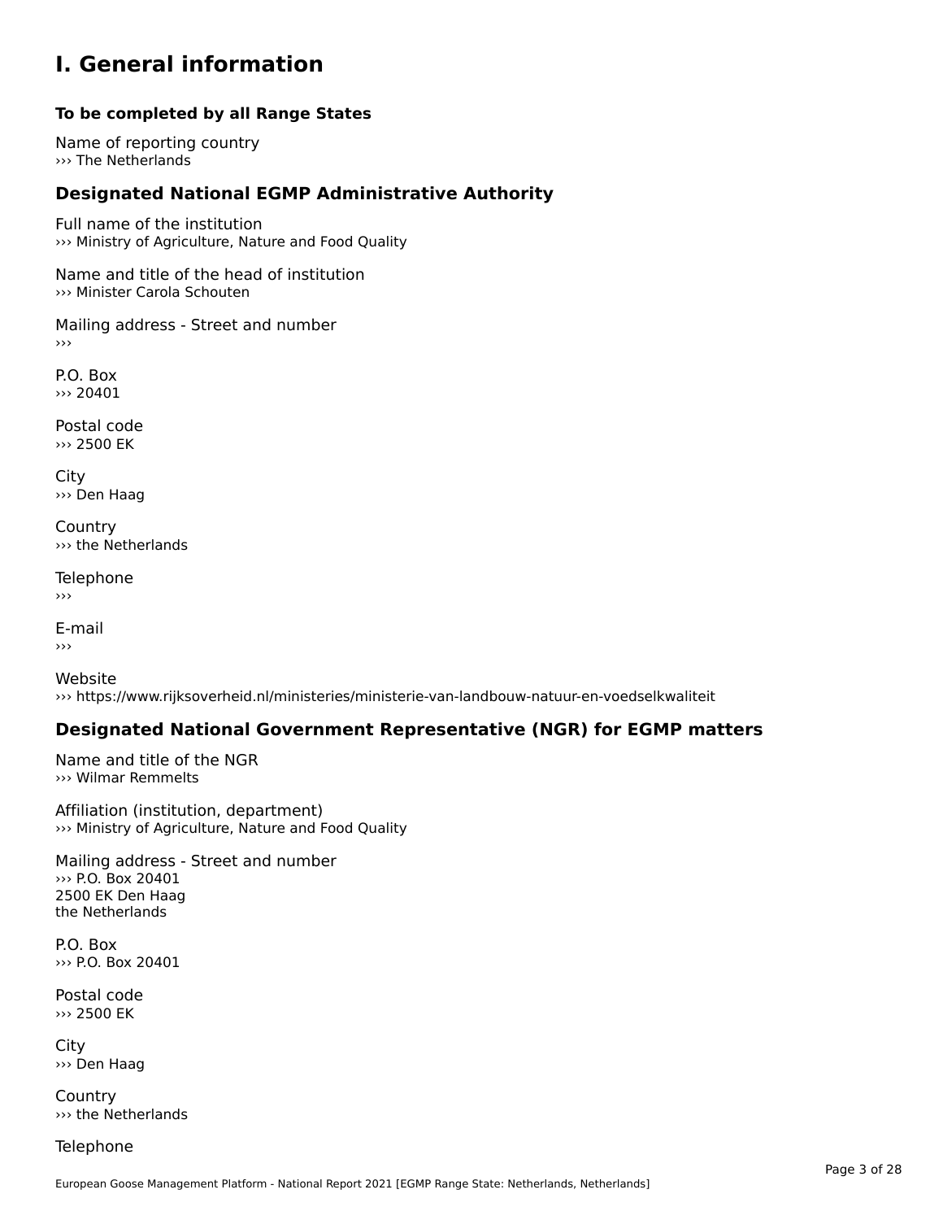# I. General information

### To be completed by all Range States

Name of reporting country
››› The Netherlands

## Designated National EGMP Administrative Authority

Full name of the institution
››› Ministry of Agriculture, Nature and Food Quality

Name and title of the head of institution
››› Minister Carola Schouten

Mailing address - Street and number
›››

P.O. Box
››› 20401

Postal code
››› 2500 EK

City
››› Den Haag

Country
››› the Netherlands

Telephone
›››

E-mail
›››

Website
››› https://www.rijksoverheid.nl/ministeries/ministerie-van-landbouw-natuur-en-voedselkwaliteit

## Designated National Government Representative (NGR) for EGMP matters

Name and title of the NGR
››› Wilmar Remmelts

Affiliation (institution, department)
››› Ministry of Agriculture, Nature and Food Quality

Mailing address - Street and number
››› P.O. Box 20401
2500 EK Den Haag
the Netherlands

P.O. Box
››› P.O. Box 20401

Postal code
››› 2500 EK

City
››› Den Haag

Country
››› the Netherlands

Telephone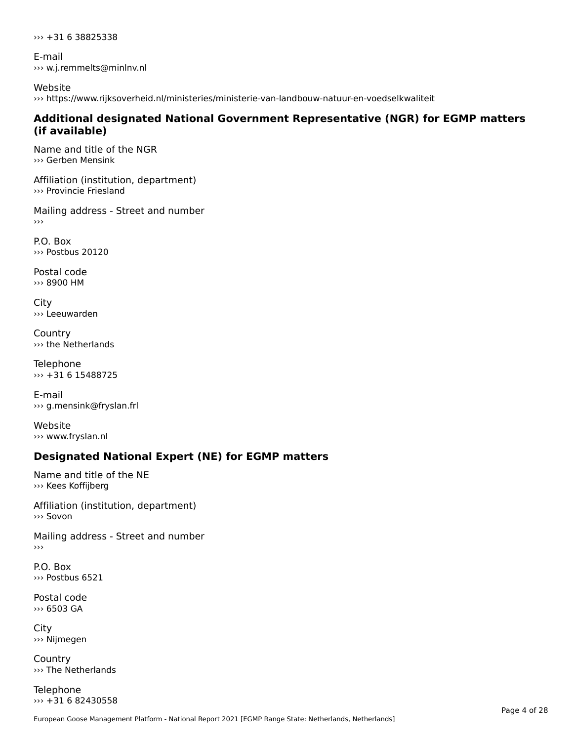››› +31 6 38825338

E-mail
››› w.j.remmelts@minlnv.nl

Website
››› https://www.rijksoverheid.nl/ministeries/ministerie-van-landbouw-natuur-en-voedselkwaliteit

## Additional designated National Government Representative (NGR) for EGMP matters (if available)

Name and title of the NGR
››› Gerben Mensink

Affiliation (institution, department)
››› Provincie Friesland

Mailing address - Street and number
›››

P.O. Box
››› Postbus 20120

Postal code
››› 8900 HM

City
››› Leeuwarden

Country
››› the Netherlands

Telephone
››› +31 6 15488725

E-mail
››› g.mensink@fryslan.frl

Website
››› www.fryslan.nl

## Designated National Expert (NE) for EGMP matters

Name and title of the NE
››› Kees Koffijberg

Affiliation (institution, department)
››› Sovon

Mailing address - Street and number
›››

P.O. Box
››› Postbus 6521

Postal code
››› 6503 GA

City
››› Nijmegen

Country
››› The Netherlands

Telephone
››› +31 6 82430558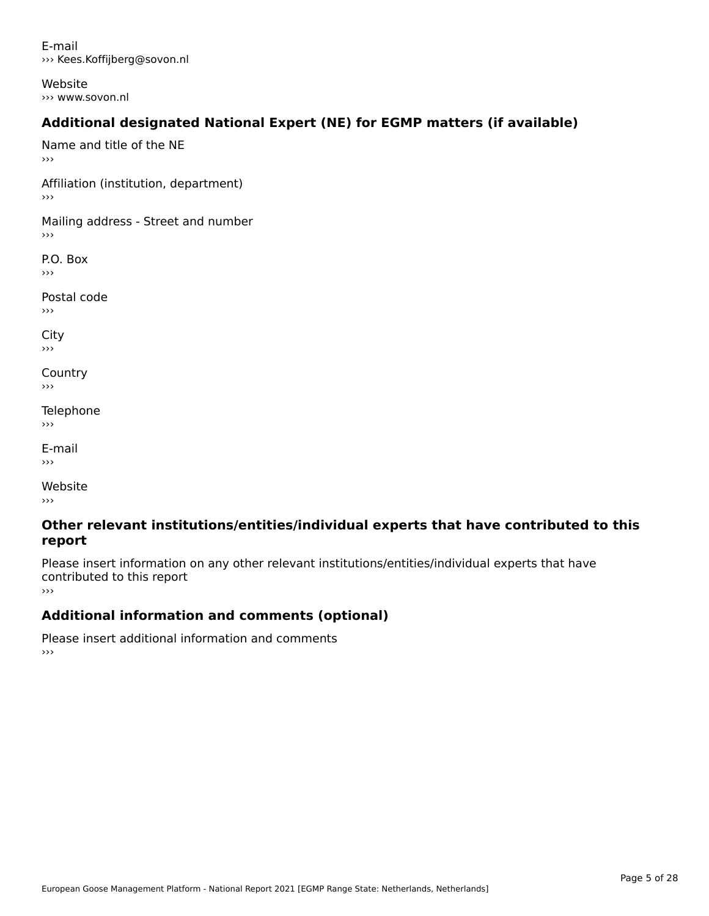E-mail
››› Kees.Koffijberg@sovon.nl

Website
››› www.sovon.nl

## Additional designated National Expert (NE) for EGMP matters (if available)

Name and title of the NE
›››

Affiliation (institution, department)
›››

Mailing address - Street and number
›››

P.O. Box
›››

Postal code
›››

City
›››

Country
›››

Telephone
›››

E-mail
›››

Website
›››

## Other relevant institutions/entities/individual experts that have contributed to this report

Please insert information on any other relevant institutions/entities/individual experts that have contributed to this report
›››

## Additional information and comments (optional)

Please insert additional information and comments
›››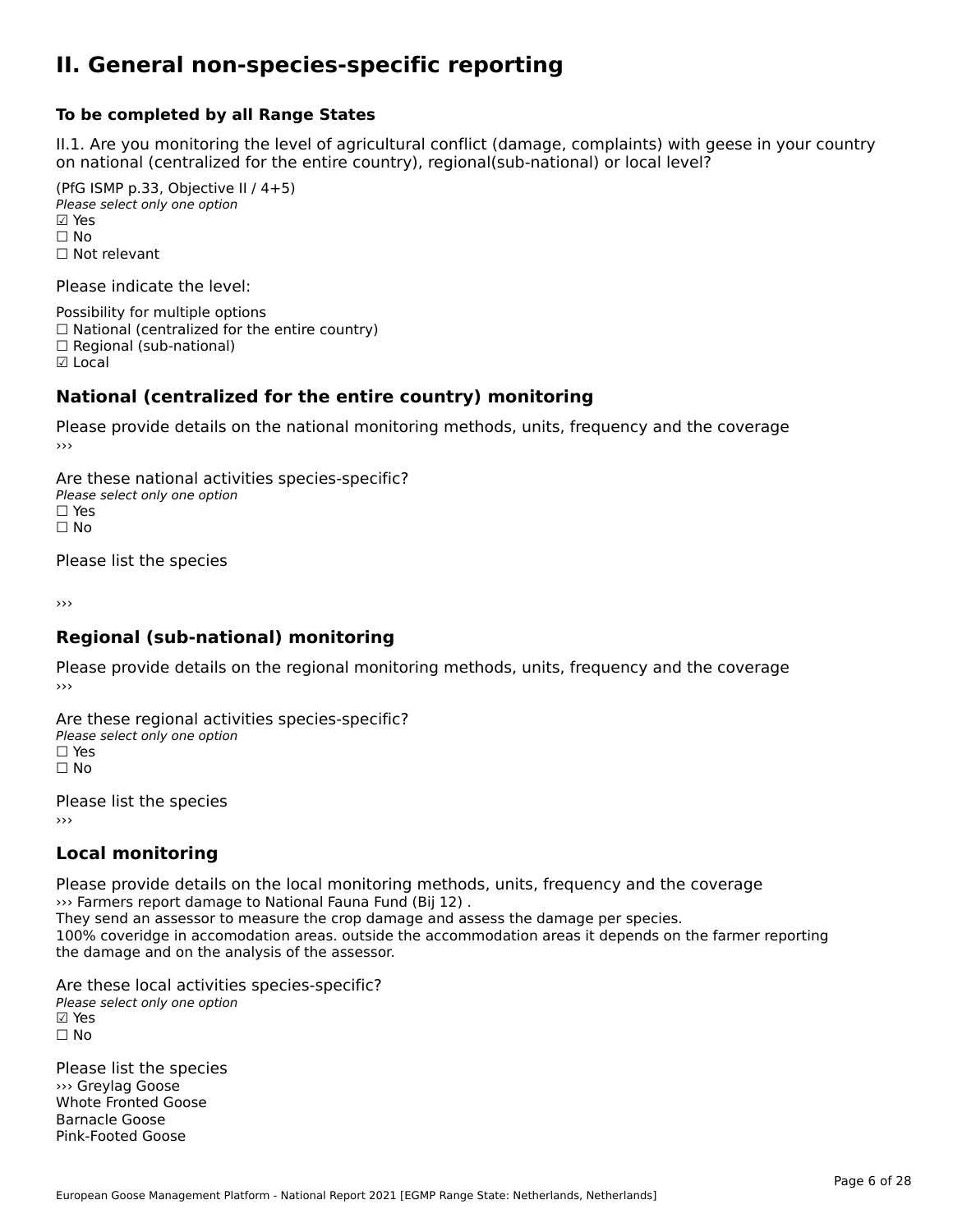# II. General non-species-specific reporting

**To be completed by all Range States**

II.1. Are you monitoring the level of agricultural conflict (damage, complaints) with geese in your country on national (centralized for the entire country), regional(sub-national) or local level?

(PfG ISMP p.33, Objective II / 4+5)
*Please select only one option*
☑ Yes
☐ No
☐ Not relevant

Please indicate the level:

Possibility for multiple options
☐ National (centralized for the entire country)
☐ Regional (sub-national)
☑ Local

## National (centralized for the entire country) monitoring

Please provide details on the national monitoring methods, units, frequency and the coverage
›››

Are these national activities species-specific?
*Please select only one option*
☐ Yes
☐ No

Please list the species

›››

## Regional (sub-national) monitoring

Please provide details on the regional monitoring methods, units, frequency and the coverage
›››

Are these regional activities species-specific?
*Please select only one option*
☐ Yes
☐ No

Please list the species
›››

## Local monitoring

Please provide details on the local monitoring methods, units, frequency and the coverage
››› Farmers report damage to National Fauna Fund (Bij 12) .
They send an assessor to measure the crop damage and assess the damage per species.
100% coveridge in accomodation areas. outside the accommodation areas it depends on the farmer reporting the damage and on the analysis of the assessor.

Are these local activities species-specific?
*Please select only one option*
☑ Yes
☐ No

Please list the species
››› Greylag Goose
Whote Fronted Goose
Barnacle Goose
Pink-Footed Goose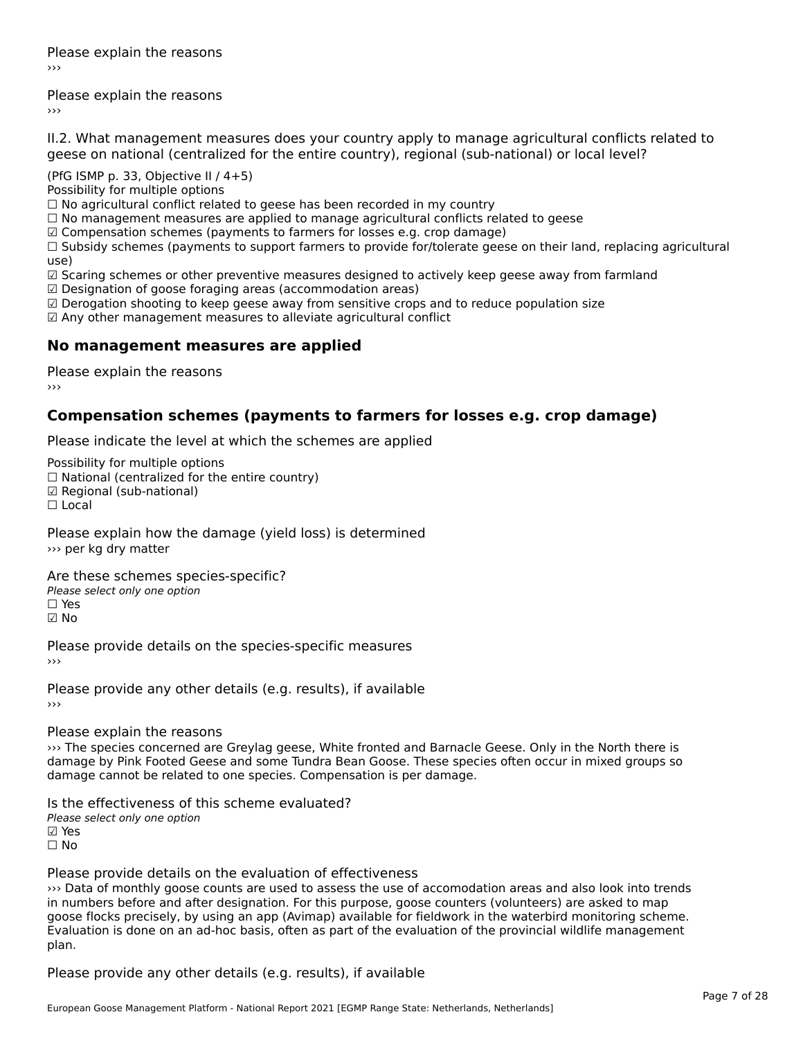Please explain the reasons
›››

Please explain the reasons
›››

II.2. What management measures does your country apply to manage agricultural conflicts related to geese on national (centralized for the entire country), regional (sub-national) or local level?

(PfG ISMP p. 33, Objective II / 4+5)
Possibility for multiple options
☐ No agricultural conflict related to geese has been recorded in my country
☐ No management measures are applied to manage agricultural conflicts related to geese
☑ Compensation schemes (payments to farmers for losses e.g. crop damage)
☐ Subsidy schemes (payments to support farmers to provide for/tolerate geese on their land, replacing agricultural use)
☑ Scaring schemes or other preventive measures designed to actively keep geese away from farmland
☑ Designation of goose foraging areas (accommodation areas)
☑ Derogation shooting to keep geese away from sensitive crops and to reduce population size
☑ Any other management measures to alleviate agricultural conflict

## No management measures are applied

Please explain the reasons
›››

## Compensation schemes (payments to farmers for losses e.g. crop damage)

Please indicate the level at which the schemes are applied

Possibility for multiple options
☐ National (centralized for the entire country)
☑ Regional (sub-national)
☐ Local

Please explain how the damage (yield loss) is determined
››› per kg dry matter

Are these schemes species-specific?
*Please select only one option*
☐ Yes
☑ No

Please provide details on the species-specific measures
›››

Please provide any other details (e.g. results), if available
›››

Please explain the reasons
››› The species concerned are Greylag geese, White fronted and Barnacle Geese. Only in the North there is damage by Pink Footed Geese and some Tundra Bean Goose. These species often occur in mixed groups so damage cannot be related to one species. Compensation is per damage.

Is the effectiveness of this scheme evaluated?
*Please select only one option*
☑ Yes
☐ No

Please provide details on the evaluation of effectiveness
››› Data of monthly goose counts are used to assess the use of accomodation areas and also look into trends in numbers before and after designation. For this purpose, goose counters (volunteers) are asked to map goose flocks precisely, by using an app (Avimap) available for fieldwork in the waterbird monitoring scheme. Evaluation is done on an ad-hoc basis, often as part of the evaluation of the provincial wildlife management plan.

Please provide any other details (e.g. results), if available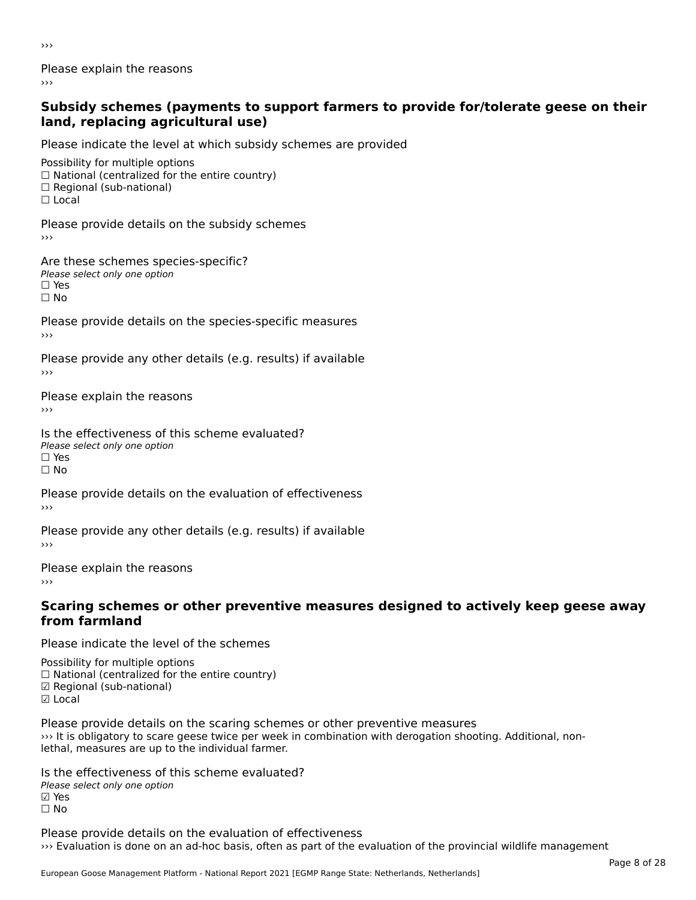›››

Please explain the reasons

›››

### Subsidy schemes (payments to support farmers to provide for/tolerate geese on their land, replacing agricultural use)

Please indicate the level at which subsidy schemes are provided

Possibility for multiple options
☐ National (centralized for the entire country)
☐ Regional (sub-national)
☐ Local

Please provide details on the subsidy schemes

›››

Are these schemes species-specific?
*Please select only one option*
☐ Yes
☐ No

Please provide details on the species-specific measures

›››

Please provide any other details (e.g. results) if available

›››

Please explain the reasons

›››

Is the effectiveness of this scheme evaluated?
*Please select only one option*
☐ Yes
☐ No

Please provide details on the evaluation of effectiveness

›››

Please provide any other details (e.g. results) if available

›››

Please explain the reasons

›››

### Scaring schemes or other preventive measures designed to actively keep geese away from farmland

Please indicate the level of the schemes

Possibility for multiple options
☐ National (centralized for the entire country)
☑ Regional (sub-national)
☑ Local

Please provide details on the scaring schemes or other preventive measures

››› It is obligatory to scare geese twice per week in combination with derogation shooting. Additional, non-lethal, measures are up to the individual farmer.

Is the effectiveness of this scheme evaluated?
*Please select only one option*
☑ Yes
☐ No

Please provide details on the evaluation of effectiveness

››› Evaluation is done on an ad-hoc basis, often as part of the evaluation of the provincial wildlife management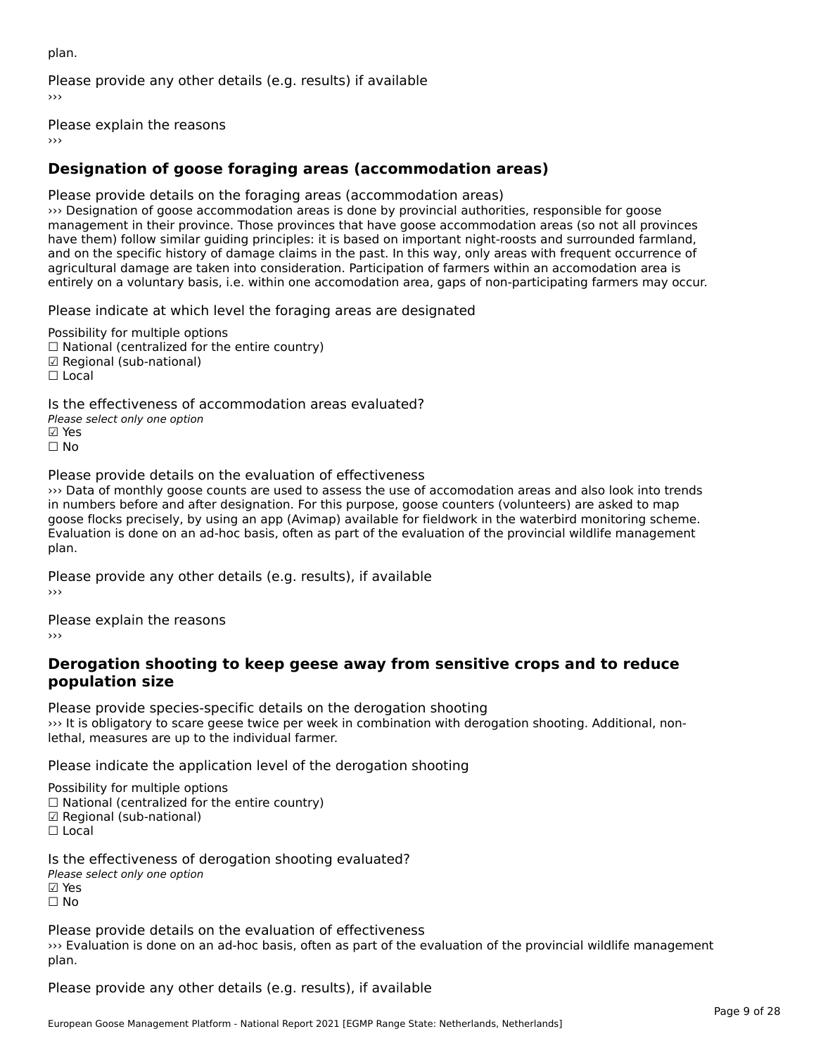plan.

Please provide any other details (e.g. results) if available
›››

Please explain the reasons
›››

## Designation of goose foraging areas (accommodation areas)

Please provide details on the foraging areas (accommodation areas)
››› Designation of goose accommodation areas is done by provincial authorities, responsible for goose management in their province. Those provinces that have goose accommodation areas (so not all provinces have them) follow similar guiding principles: it is based on important night-roosts and surrounded farmland, and on the specific history of damage claims in the past. In this way, only areas with frequent occurrence of agricultural damage are taken into consideration. Participation of farmers within an accomodation area is entirely on a voluntary basis, i.e. within one accomodation area, gaps of non-participating farmers may occur.

Please indicate at which level the foraging areas are designated

Possibility for multiple options
☐ National (centralized for the entire country)
☑ Regional (sub-national)
☐ Local

Is the effectiveness of accommodation areas evaluated?
*Please select only one option*
☑ Yes
☐ No

Please provide details on the evaluation of effectiveness
››› Data of monthly goose counts are used to assess the use of accomodation areas and also look into trends in numbers before and after designation. For this purpose, goose counters (volunteers) are asked to map goose flocks precisely, by using an app (Avimap) available for fieldwork in the waterbird monitoring scheme. Evaluation is done on an ad-hoc basis, often as part of the evaluation of the provincial wildlife management plan.

Please provide any other details (e.g. results), if available
›››

Please explain the reasons
›››

## Derogation shooting to keep geese away from sensitive crops and to reduce population size

Please provide species-specific details on the derogation shooting
››› It is obligatory to scare geese twice per week in combination with derogation shooting. Additional, non-lethal, measures are up to the individual farmer.

Please indicate the application level of the derogation shooting

Possibility for multiple options
☐ National (centralized for the entire country)
☑ Regional (sub-national)
☐ Local

Is the effectiveness of derogation shooting evaluated?
*Please select only one option*
☑ Yes
☐ No

Please provide details on the evaluation of effectiveness
››› Evaluation is done on an ad-hoc basis, often as part of the evaluation of the provincial wildlife management plan.

Please provide any other details (e.g. results), if available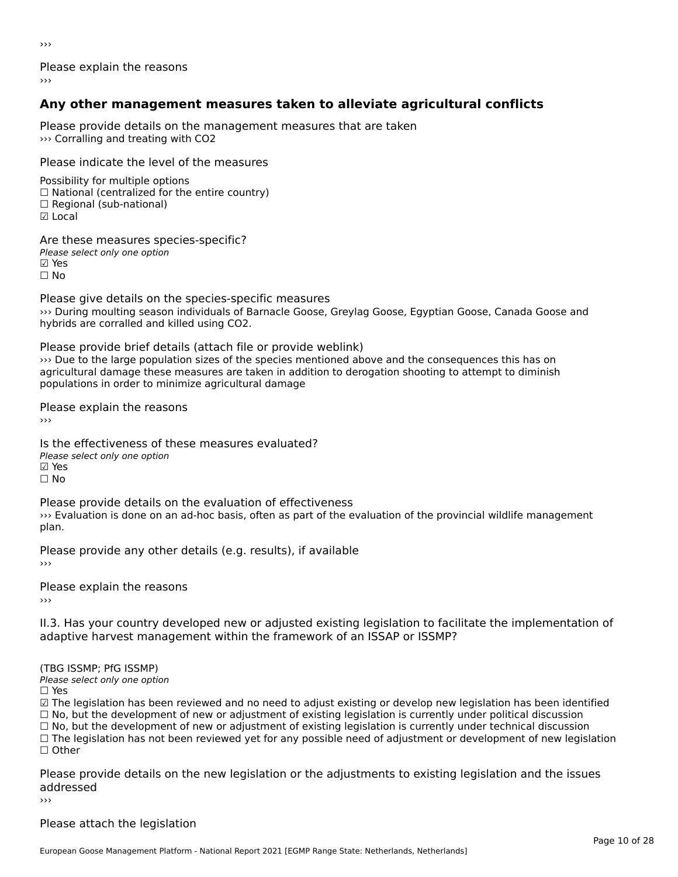›››

Please explain the reasons

›››

## Any other management measures taken to alleviate agricultural conflicts

Please provide details on the management measures that are taken

››› Corralling and treating with $CO_2$

Please indicate the level of the measures

Possibility for multiple options

☐ National (centralized for the entire country)

☐ Regional (sub-national)

☑ Local

Are these measures species-specific?

*Please select only one option*

☑ Yes

☐ No

Please give details on the species-specific measures

››› During moulting season individuals of Barnacle Goose, Greylag Goose, Egyptian Goose, Canada Goose and hybrids are corralled and killed using $CO_2$.

Please provide brief details (attach file or provide weblink)

››› Due to the large population sizes of the species mentioned above and the consequences this has on agricultural damage these measures are taken in addition to derogation shooting to attempt to diminish populations in order to minimize agricultural damage

Please explain the reasons

›››

Is the effectiveness of these measures evaluated?

*Please select only one option*

☑ Yes

☐ No

Please provide details on the evaluation of effectiveness

››› Evaluation is done on an ad-hoc basis, often as part of the evaluation of the provincial wildlife management plan.

Please provide any other details (e.g. results), if available

›››

Please explain the reasons

›››

II.3. Has your country developed new or adjusted existing legislation to facilitate the implementation of adaptive harvest management within the framework of an ISSAP or ISSMP?

(TBG ISSMP; PfG ISSMP)

*Please select only one option*

☐ Yes

☑ The legislation has been reviewed and no need to adjust existing or develop new legislation has been identified

☐ No, but the development of new or adjustment of existing legislation is currently under political discussion

☐ No, but the development of new or adjustment of existing legislation is currently under technical discussion

☐ The legislation has not been reviewed yet for any possible need of adjustment or development of new legislation

☐ Other

Please provide details on the new legislation or the adjustments to existing legislation and the issues addressed

›››

Please attach the legislation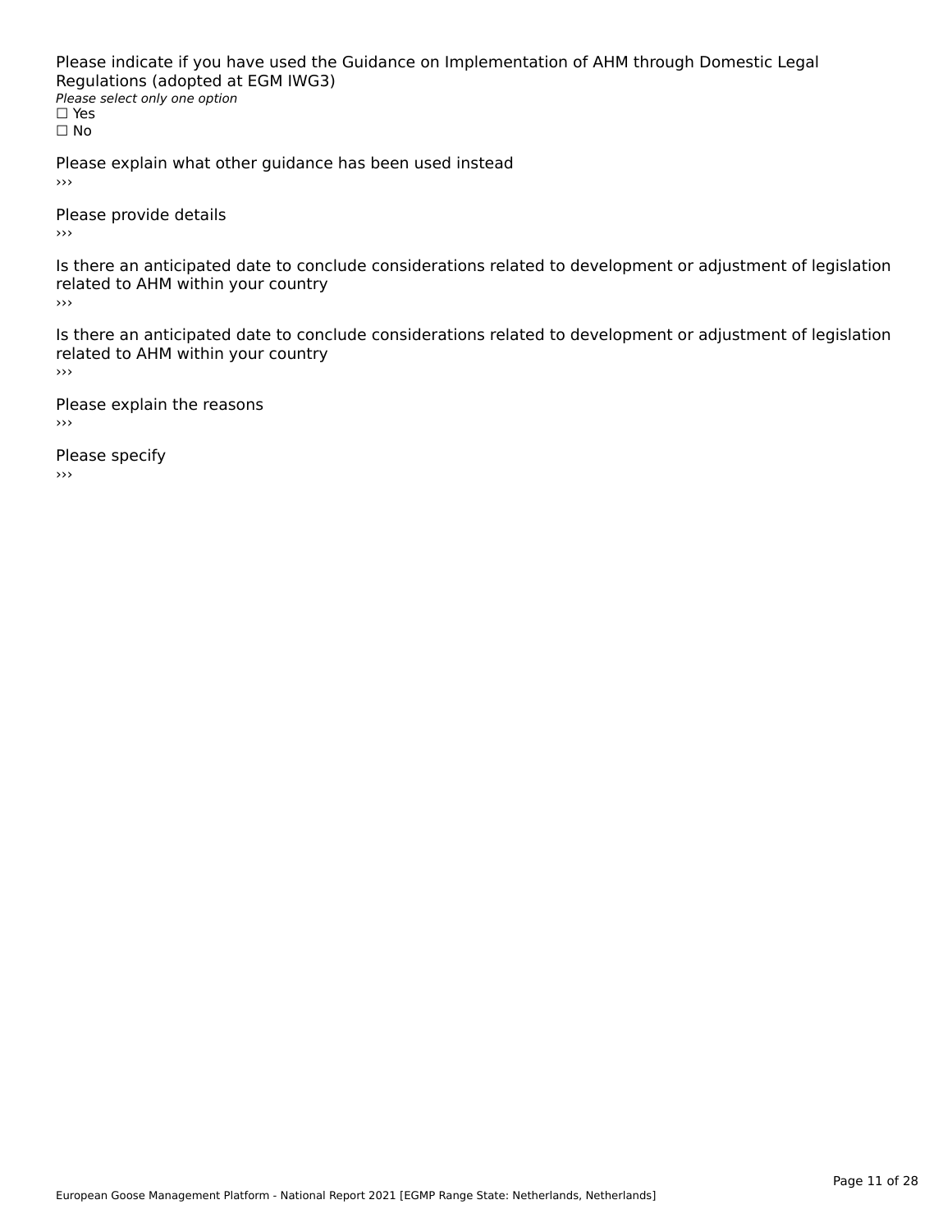Please indicate if you have used the Guidance on Implementation of AHM through Domestic Legal Regulations (adopted at EGM IWG3)

*Please select only one option*

☐ Yes

☐ No

Please explain what other guidance has been used instead

›››

Please provide details

›››

Is there an anticipated date to conclude considerations related to development or adjustment of legislation related to AHM within your country

›››

Is there an anticipated date to conclude considerations related to development or adjustment of legislation related to AHM within your country

›››

Please explain the reasons

›››

Please specify

›››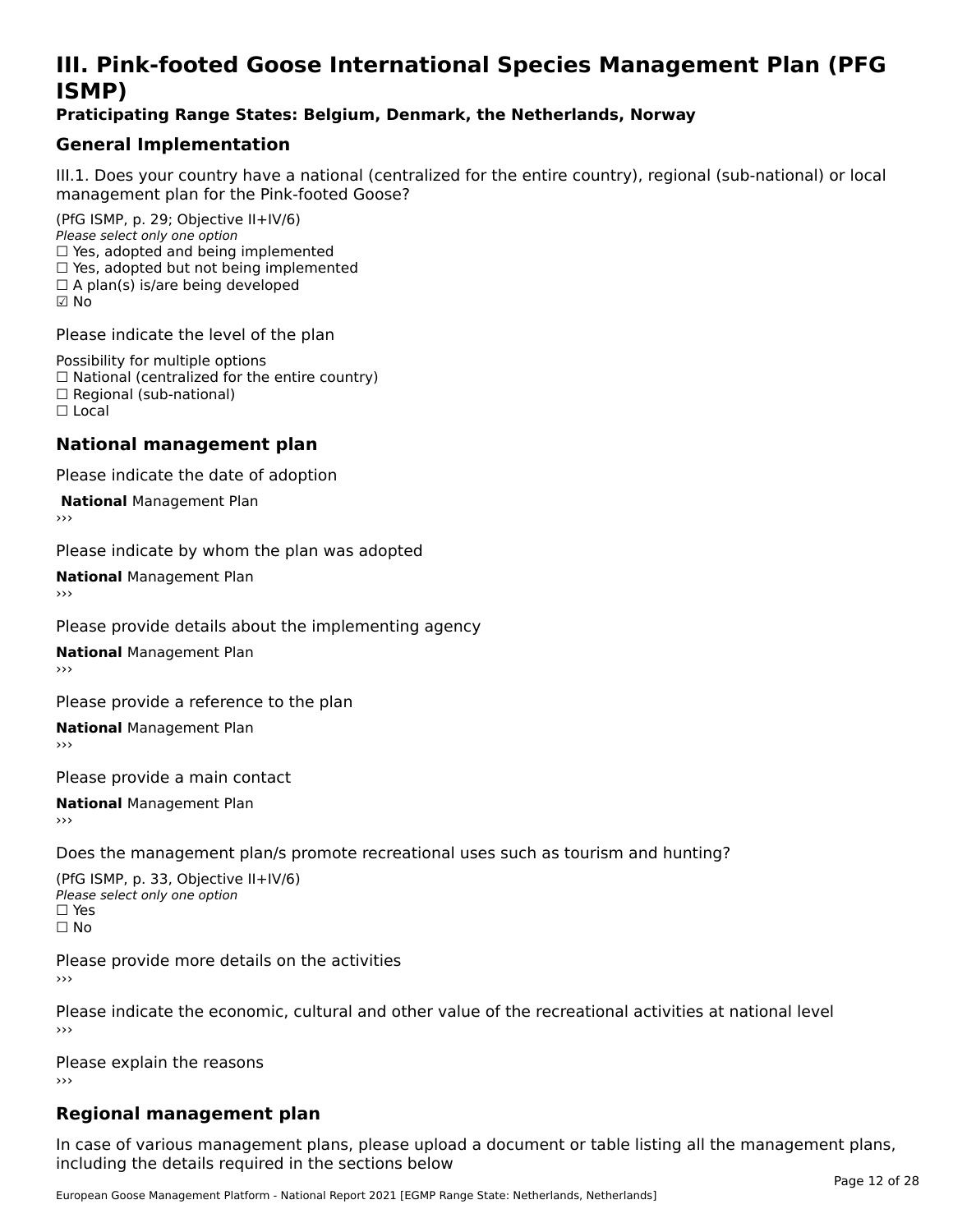# III. Pink-footed Goose International Species Management Plan (PFG ISMP)

**Praticipating Range States: Belgium, Denmark, the Netherlands, Norway**

## General Implementation

III.1. Does your country have a national (centralized for the entire country), regional (sub-national) or local management plan for the Pink-footed Goose?

(PfG ISMP, p. 29; Objective II+IV/6)
*Please select only one option*
☐ Yes, adopted and being implemented
☐ Yes, adopted but not being implemented
☐ A plan(s) is/are being developed
☑ No

Please indicate the level of the plan

Possibility for multiple options
☐ National (centralized for the entire country)
☐ Regional (sub-national)
☐ Local

## National management plan

Please indicate the date of adoption

**National** Management Plan
›››

Please indicate by whom the plan was adopted

**National** Management Plan
›››

Please provide details about the implementing agency

**National** Management Plan
›››

Please provide a reference to the plan

**National** Management Plan
›››

Please provide a main contact

**National** Management Plan
›››

Does the management plan/s promote recreational uses such as tourism and hunting?

(PfG ISMP, p. 33, Objective II+IV/6)
*Please select only one option*
☐ Yes
☐ No

Please provide more details on the activities
›››

Please indicate the economic, cultural and other value of the recreational activities at national level
›››

Please explain the reasons
›››

## Regional management plan

In case of various management plans, please upload a document or table listing all the management plans, including the details required in the sections below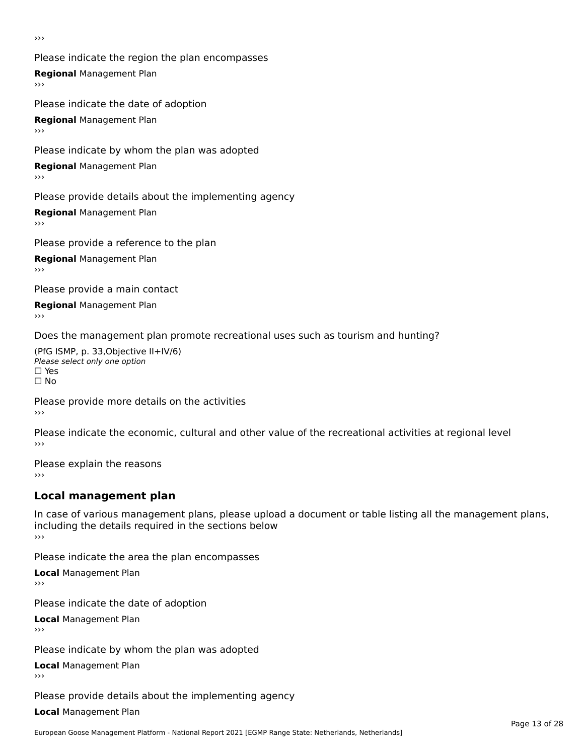›››

Please indicate the region the plan encompasses

**Regional** Management Plan

›››

Please indicate the date of adoption

**Regional** Management Plan

›››

Please indicate by whom the plan was adopted

**Regional** Management Plan

›››

Please provide details about the implementing agency

**Regional** Management Plan

›››

Please provide a reference to the plan

**Regional** Management Plan

›››

Please provide a main contact

**Regional** Management Plan

›››

Does the management plan promote recreational uses such as tourism and hunting?

(PfG ISMP, p. 33,Objective II+IV/6)
*Please select only one option*
☐ Yes
☐ No

Please provide more details on the activities

›››

Please indicate the economic, cultural and other value of the recreational activities at regional level

›››

Please explain the reasons

›››

## Local management plan

In case of various management plans, please upload a document or table listing all the management plans, including the details required in the sections below

›››

Please indicate the area the plan encompasses

**Local** Management Plan

›››

Please indicate the date of adoption

**Local** Management Plan

›››

Please indicate by whom the plan was adopted

**Local** Management Plan

›››

Please provide details about the implementing agency

**Local** Management Plan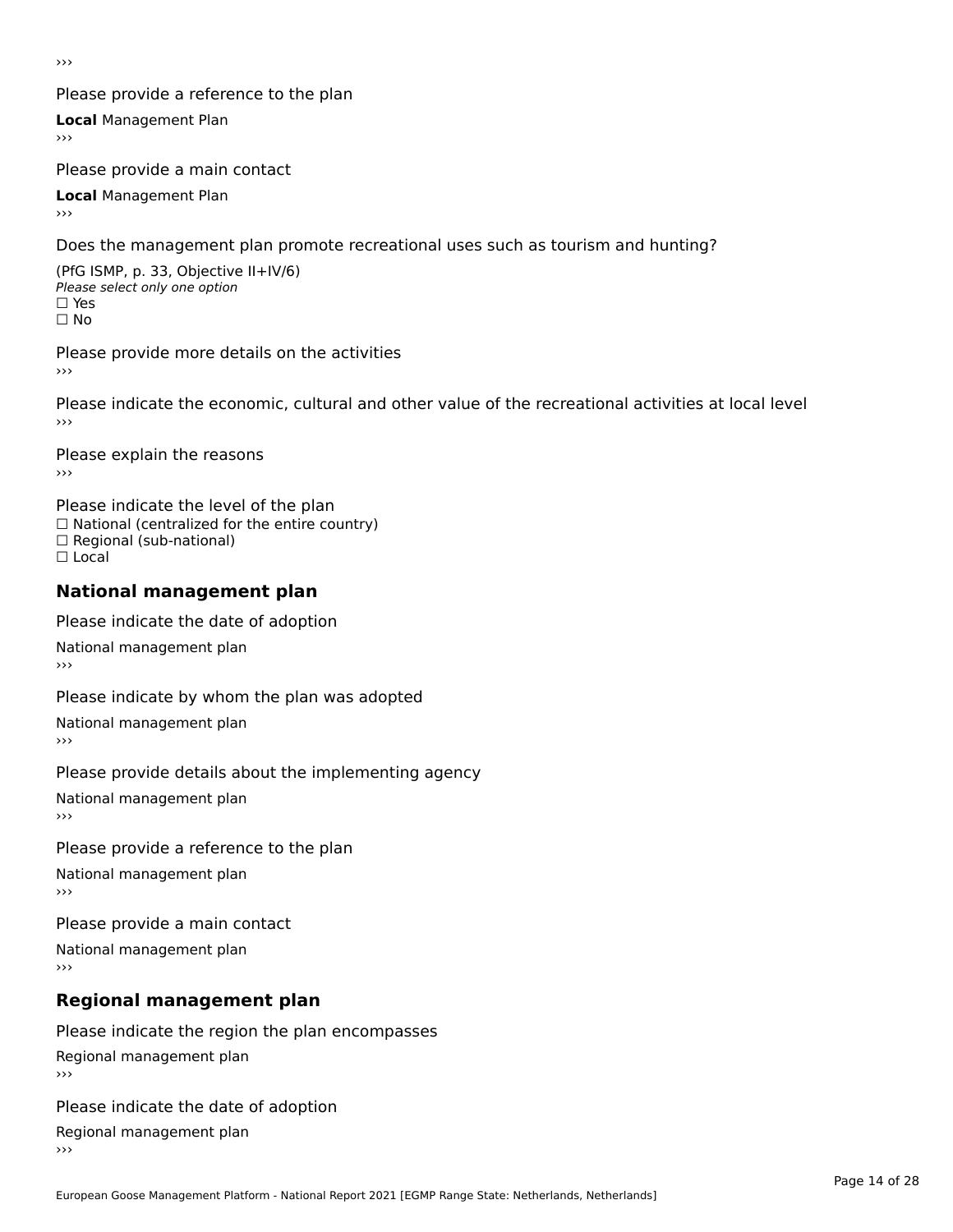›››

Please provide a reference to the plan

**Local** Management Plan

›››

Please provide a main contact

**Local** Management Plan

›››

Does the management plan promote recreational uses such as tourism and hunting?

(PfG ISMP, p. 33, Objective II+IV/6)

*Please select only one option*

☐ Yes

☐ No

Please provide more details on the activities

›››

Please indicate the economic, cultural and other value of the recreational activities at local level

›››

Please explain the reasons

›››

Please indicate the level of the plan

☐ National (centralized for the entire country)

☐ Regional (sub-national)

☐ Local

## National management plan

Please indicate the date of adoption

National management plan

›››

Please indicate by whom the plan was adopted

National management plan

›››

Please provide details about the implementing agency

National management plan

›››

Please provide a reference to the plan

National management plan

›››

Please provide a main contact

National management plan

›››

## Regional management plan

Please indicate the region the plan encompasses

Regional management plan

›››

Please indicate the date of adoption

Regional management plan

›››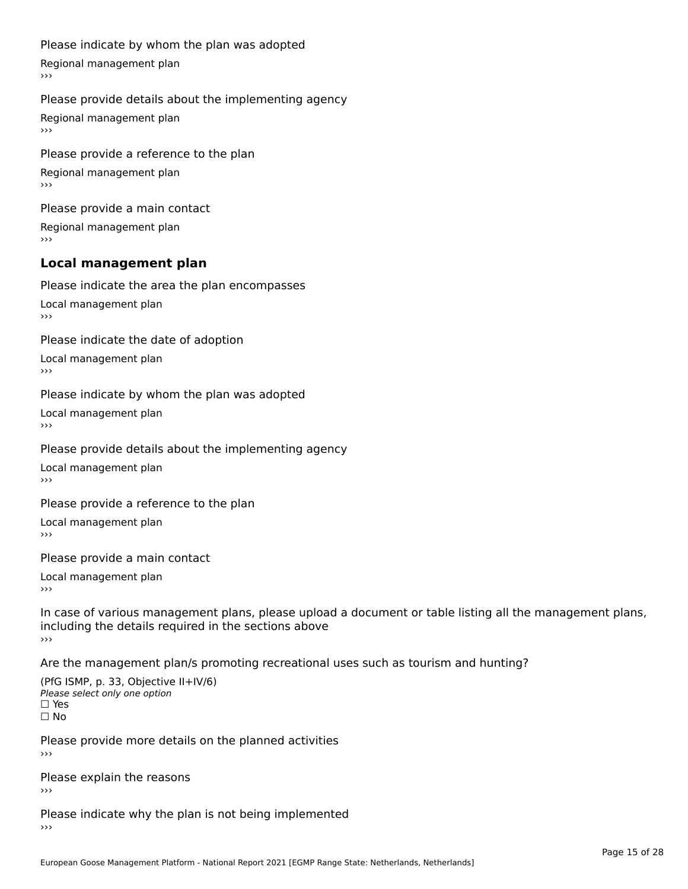Please indicate by whom the plan was adopted

Regional management plan

›››

Please provide details about the implementing agency

Regional management plan

›››

Please provide a reference to the plan

Regional management plan

›››

Please provide a main contact

Regional management plan

›››

## Local management plan

Please indicate the area the plan encompasses

Local management plan

›››

Please indicate the date of adoption

Local management plan

›››

Please indicate by whom the plan was adopted

Local management plan

›››

Please provide details about the implementing agency

Local management plan

›››

Please provide a reference to the plan

Local management plan

›››

Please provide a main contact

Local management plan

›››

In case of various management plans, please upload a document or table listing all the management plans, including the details required in the sections above

›››

Are the management plan/s promoting recreational uses such as tourism and hunting?

(PfG ISMP, p. 33, Objective II+IV/6)

*Please select only one option*

☐ Yes

☐ No

Please provide more details on the planned activities

›››

Please explain the reasons

›››

Please indicate why the plan is not being implemented

›››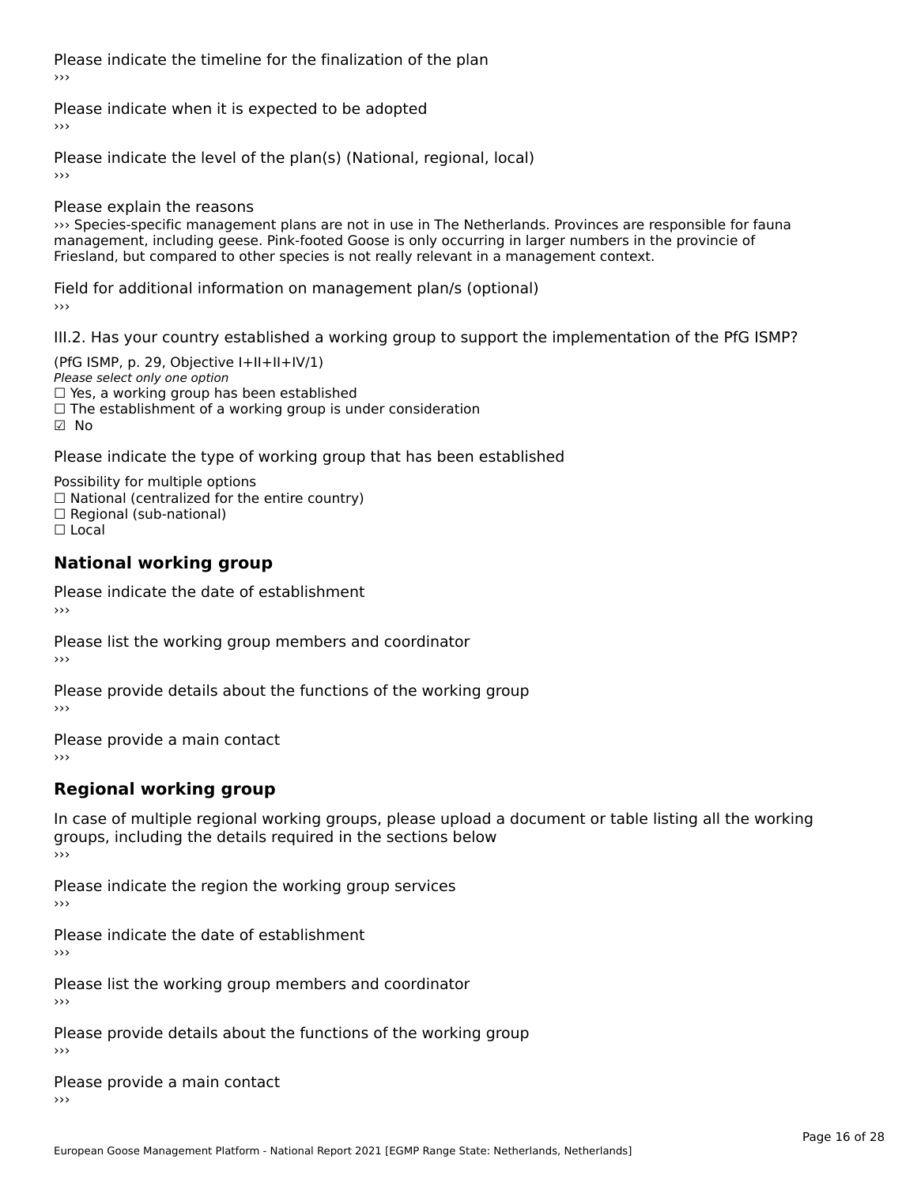Please indicate the timeline for the finalization of the plan
›››

Please indicate when it is expected to be adopted
›››

Please indicate the level of the plan(s) (National, regional, local)
›››

Please explain the reasons
››› Species-specific management plans are not in use in The Netherlands. Provinces are responsible for fauna management, including geese. Pink-footed Goose is only occurring in larger numbers in the provincie of Friesland, but compared to other species is not really relevant in a management context.

Field for additional information on management plan/s (optional)
›››

III.2. Has your country established a working group to support the implementation of the PfG ISMP?

(PfG ISMP, p. 29, Objective I+II+II+IV/1)
*Please select only one option*
☐ Yes, a working group has been established
☐ The establishment of a working group is under consideration
☑ No

Please indicate the type of working group that has been established

Possibility for multiple options
☐ National (centralized for the entire country)
☐ Regional (sub-national)
☐ Local

## National working group

Please indicate the date of establishment
›››

Please list the working group members and coordinator
›››

Please provide details about the functions of the working group
›››

Please provide a main contact
›››

## Regional working group

In case of multiple regional working groups, please upload a document or table listing all the working groups, including the details required in the sections below
›››

Please indicate the region the working group services
›››

Please indicate the date of establishment
›››

Please list the working group members and coordinator
›››

Please provide details about the functions of the working group
›››

Please provide a main contact
›››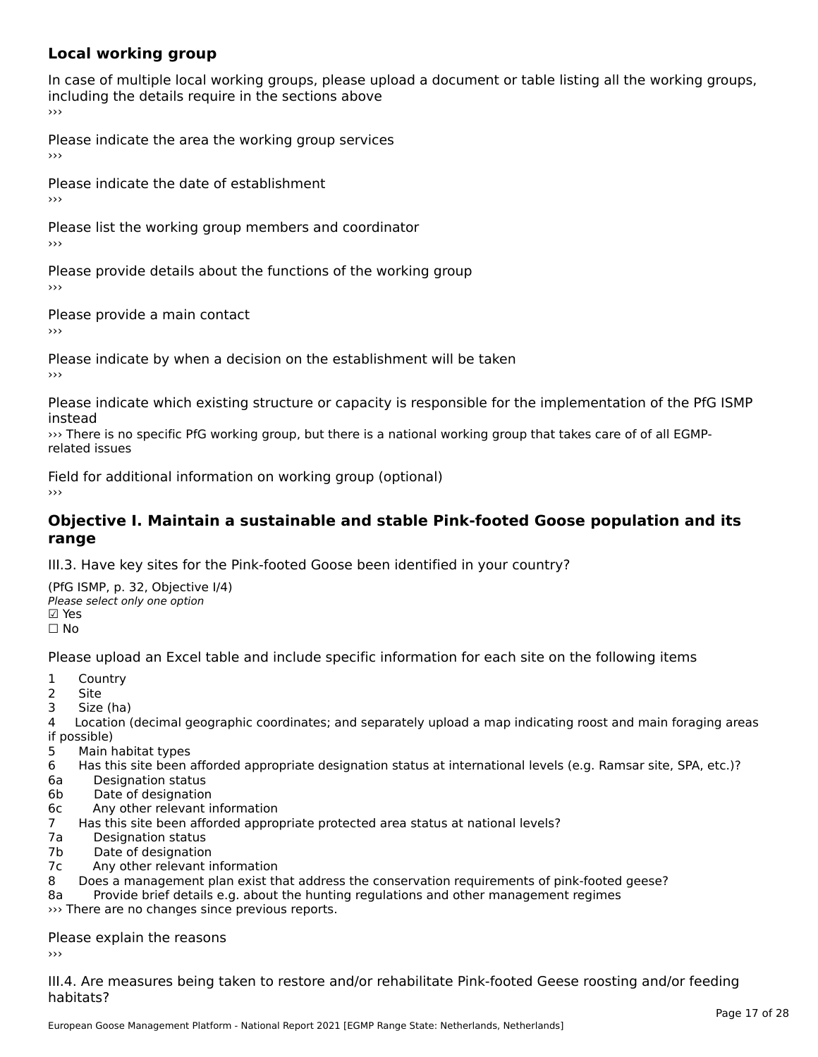### Local working group

In case of multiple local working groups, please upload a document or table listing all the working groups, including the details require in the sections above

›››

Please indicate the area the working group services

›››

Please indicate the date of establishment

›››

Please list the working group members and coordinator

›››

Please provide details about the functions of the working group

›››

Please provide a main contact

›››

Please indicate by when a decision on the establishment will be taken

›››

Please indicate which existing structure or capacity is responsible for the implementation of the PfG ISMP instead

››› There is no specific PfG working group, but there is a national working group that takes care of of all EGMP-related issues

Field for additional information on working group (optional)

›››

## Objective I. Maintain a sustainable and stable Pink-footed Goose population and its range

III.3. Have key sites for the Pink-footed Goose been identified in your country?

(PfG ISMP, p. 32, Objective I/4)
*Please select only one option*
☑ Yes
☐ No

Please upload an Excel table and include specific information for each site on the following items

1 Country
2 Site
3 Size (ha)
4 Location (decimal geographic coordinates; and separately upload a map indicating roost and main foraging areas if possible)
5 Main habitat types
6 Has this site been afforded appropriate designation status at international levels (e.g. Ramsar site, SPA, etc.)?
6a Designation status
6b Date of designation
6c Any other relevant information
7 Has this site been afforded appropriate protected area status at national levels?
7a Designation status
7b Date of designation
7c Any other relevant information
8 Does a management plan exist that address the conservation requirements of pink-footed geese?
8a Provide brief details e.g. about the hunting regulations and other management regimes

››› There are no changes since previous reports.

Please explain the reasons

›››

III.4. Are measures being taken to restore and/or rehabilitate Pink-footed Geese roosting and/or feeding habitats?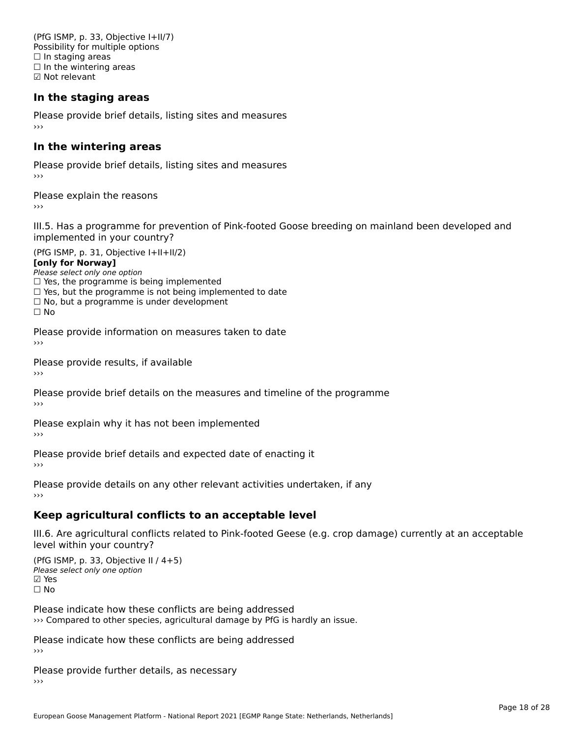(PfG ISMP, p. 33, Objective I+II/7)
Possibility for multiple options
☐ In staging areas
☐ In the wintering areas
☑ Not relevant

### In the staging areas

Please provide brief details, listing sites and measures
›››

### In the wintering areas

Please provide brief details, listing sites and measures
›››

Please explain the reasons
›››

III.5. Has a programme for prevention of Pink-footed Goose breeding on mainland been developed and implemented in your country?

(PfG ISMP, p. 31, Objective I+II+II/2)
**[only for Norway]**
*Please select only one option*
☐ Yes, the programme is being implemented
☐ Yes, but the programme is not being implemented to date
☐ No, but a programme is under development
☐ No

Please provide information on measures taken to date
›››

Please provide results, if available
›››

Please provide brief details on the measures and timeline of the programme
›››

Please explain why it has not been implemented
›››

Please provide brief details and expected date of enacting it
›››

Please provide details on any other relevant activities undertaken, if any
›››

### Keep agricultural conflicts to an acceptable level

III.6. Are agricultural conflicts related to Pink-footed Geese (e.g. crop damage) currently at an acceptable level within your country?

(PfG ISMP, p. 33, Objective II / 4+5)
*Please select only one option*
☑ Yes
☐ No

Please indicate how these conflicts are being addressed
››› Compared to other species, agricultural damage by PfG is hardly an issue.

Please indicate how these conflicts are being addressed
›››

Please provide further details, as necessary
›››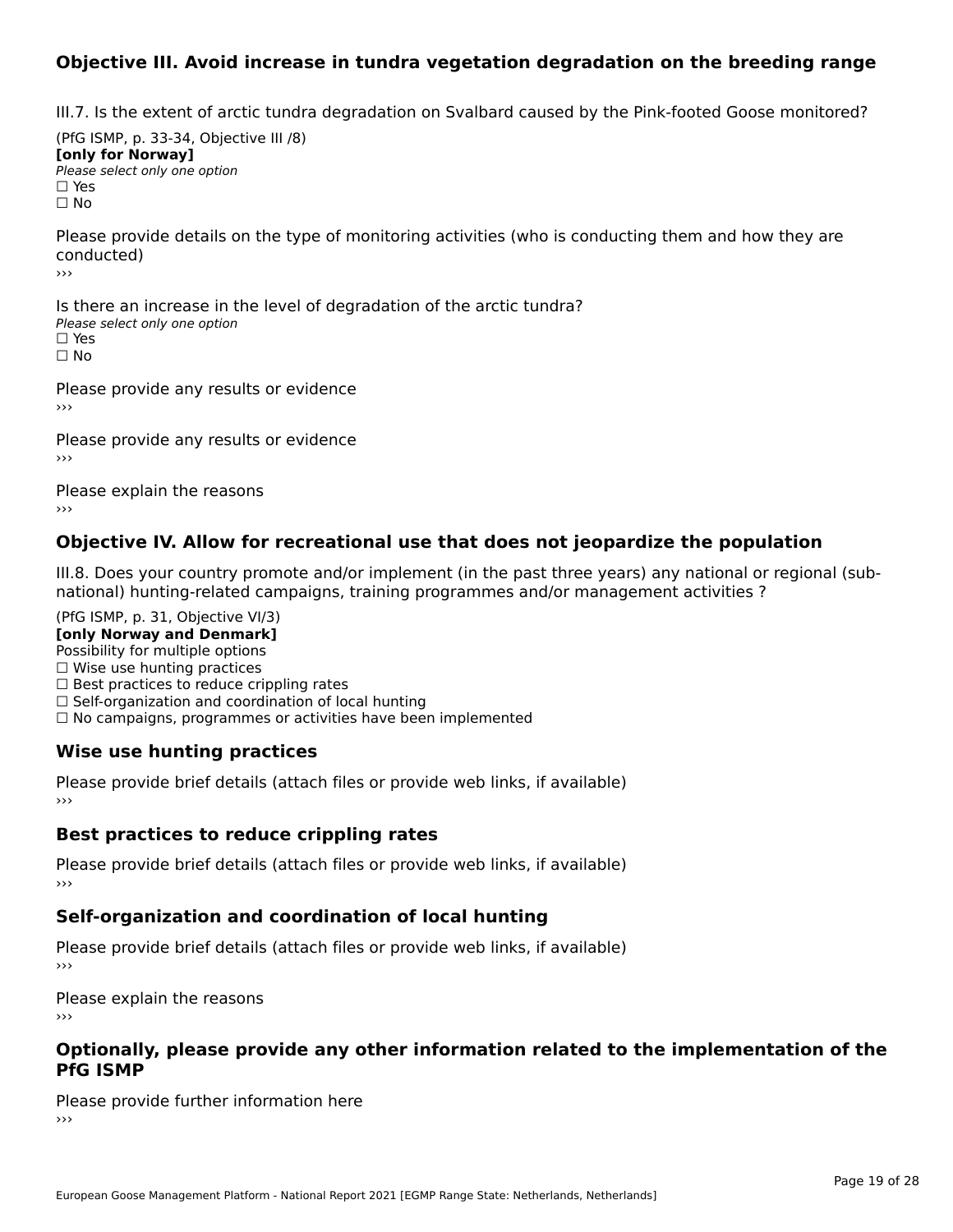## Objective III. Avoid increase in tundra vegetation degradation on the breeding range

III.7. Is the extent of arctic tundra degradation on Svalbard caused by the Pink-footed Goose monitored?

(PfG ISMP, p. 33-34, Objective III /8)
**[only for Norway]**
*Please select only one option*
☐ Yes
☐ No

Please provide details on the type of monitoring activities (who is conducting them and how they are conducted)
›››

Is there an increase in the level of degradation of the arctic tundra?
*Please select only one option*
☐ Yes
☐ No

Please provide any results or evidence
›››

Please provide any results or evidence
›››

Please explain the reasons
›››

## Objective IV. Allow for recreational use that does not jeopardize the population

III.8. Does your country promote and/or implement (in the past three years) any national or regional (sub-national) hunting-related campaigns, training programmes and/or management activities ?

(PfG ISMP, p. 31, Objective VI/3)
**[only Norway and Denmark]**
Possibility for multiple options
☐ Wise use hunting practices
☐ Best practices to reduce crippling rates
☐ Self-organization and coordination of local hunting
☐ No campaigns, programmes or activities have been implemented

### Wise use hunting practices

Please provide brief details (attach files or provide web links, if available)
›››

### Best practices to reduce crippling rates

Please provide brief details (attach files or provide web links, if available)
›››

### Self-organization and coordination of local hunting

Please provide brief details (attach files or provide web links, if available)
›››

Please explain the reasons
›››

## Optionally, please provide any other information related to the implementation of the PfG ISMP

Please provide further information here
›››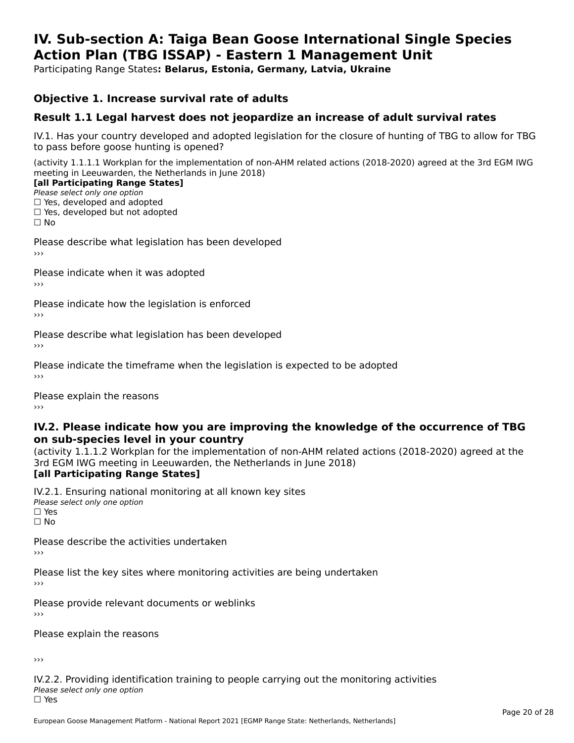# IV. Sub-section A: Taiga Bean Goose International Single Species Action Plan (TBG ISSAP) - Eastern 1 Management Unit

Participating Range States**: Belarus, Estonia, Germany, Latvia, Ukraine**

## Objective 1. Increase survival rate of adults

## Result 1.1 Legal harvest does not jeopardize an increase of adult survival rates

IV.1. Has your country developed and adopted legislation for the closure of hunting of TBG to allow for TBG to pass before goose hunting is opened?

(activity 1.1.1.1 Workplan for the implementation of non-AHM related actions (2018-2020) agreed at the 3rd EGM IWG meeting in Leeuwarden, the Netherlands in June 2018)
**[all Participating Range States]**
*Please select only one option*
☐ Yes, developed and adopted
☐ Yes, developed but not adopted
☐ No

Please describe what legislation has been developed
›››

Please indicate when it was adopted
›››

Please indicate how the legislation is enforced
›››

Please describe what legislation has been developed
›››

Please indicate the timeframe when the legislation is expected to be adopted
›››

Please explain the reasons
›››

### IV.2. Please indicate how you are improving the knowledge of the occurrence of TBG on sub-species level in your country

(activity 1.1.1.2 Workplan for the implementation of non-AHM related actions (2018-2020) agreed at the 3rd EGM IWG meeting in Leeuwarden, the Netherlands in June 2018)
**[all Participating Range States]**

IV.2.1. Ensuring national monitoring at all known key sites
*Please select only one option*
☐ Yes
☐ No

Please describe the activities undertaken
›››

Please list the key sites where monitoring activities are being undertaken
›››

Please provide relevant documents or weblinks
›››

Please explain the reasons

›››

IV.2.2. Providing identification training to people carrying out the monitoring activities
*Please select only one option*
☐ Yes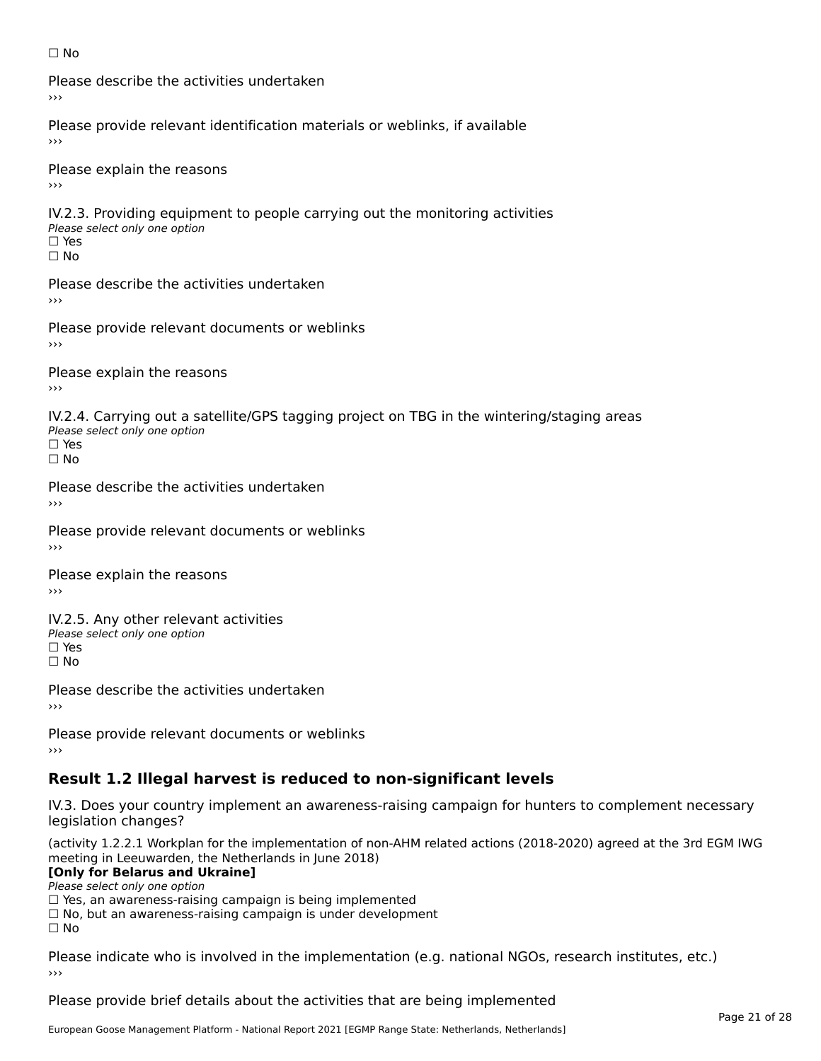☐ No

Please describe the activities undertaken
›››

Please provide relevant identification materials or weblinks, if available
›››

Please explain the reasons
›››

IV.2.3. Providing equipment to people carrying out the monitoring activities
*Please select only one option*
☐ Yes
☐ No

Please describe the activities undertaken
›››

Please provide relevant documents or weblinks
›››

Please explain the reasons
›››

IV.2.4. Carrying out a satellite/GPS tagging project on TBG in the wintering/staging areas
*Please select only one option*
☐ Yes
☐ No

Please describe the activities undertaken
›››

Please provide relevant documents or weblinks
›››

Please explain the reasons
›››

IV.2.5. Any other relevant activities
*Please select only one option*
☐ Yes
☐ No

Please describe the activities undertaken
›››

Please provide relevant documents or weblinks
›››

## Result 1.2 Illegal harvest is reduced to non-significant levels

IV.3. Does your country implement an awareness-raising campaign for hunters to complement necessary legislation changes?

(activity 1.2.2.1 Workplan for the implementation of non-AHM related actions (2018-2020) agreed at the 3rd EGM IWG meeting in Leeuwarden, the Netherlands in June 2018)
**[Only for Belarus and Ukraine]**
*Please select only one option*
☐ Yes, an awareness-raising campaign is being implemented
☐ No, but an awareness-raising campaign is under development
☐ No

Please indicate who is involved in the implementation (e.g. national NGOs, research institutes, etc.)
›››

Please provide brief details about the activities that are being implemented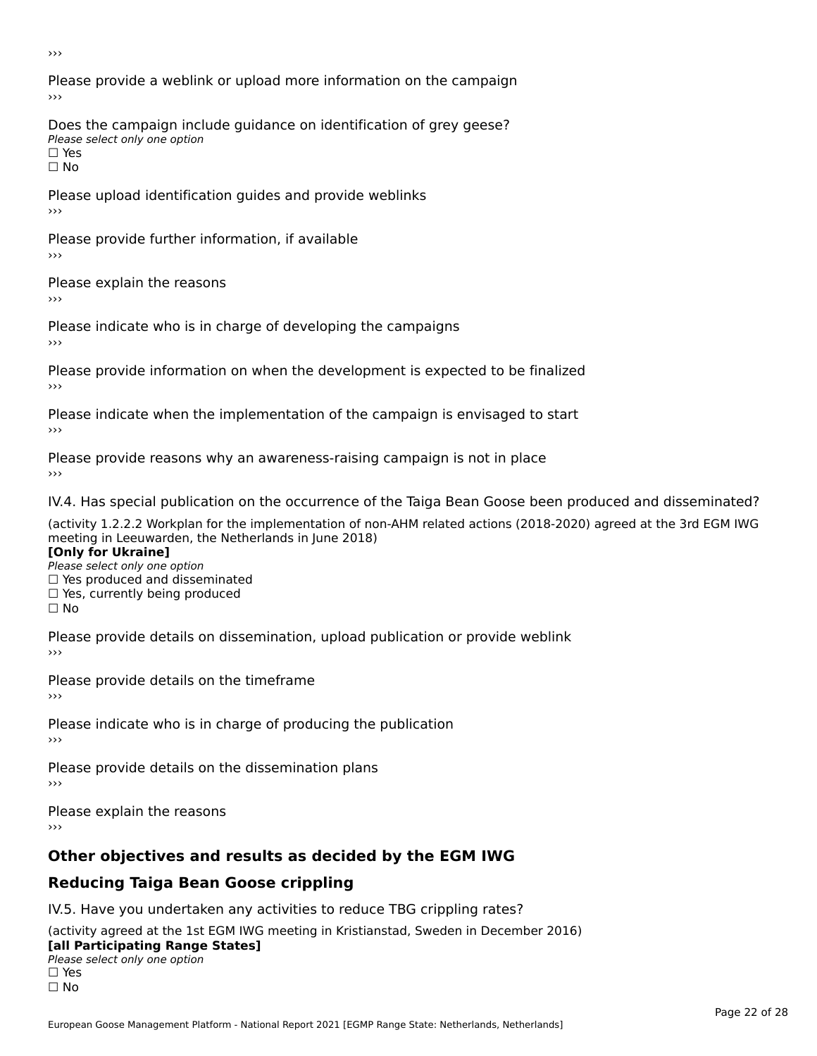›››

Please provide a weblink or upload more information on the campaign
›››

Does the campaign include guidance on identification of grey geese?
*Please select only one option*
☐ Yes
☐ No

Please upload identification guides and provide weblinks
›››

Please provide further information, if available
›››

Please explain the reasons
›››

Please indicate who is in charge of developing the campaigns
›››

Please provide information on when the development is expected to be finalized
›››

Please indicate when the implementation of the campaign is envisaged to start
›››

Please provide reasons why an awareness-raising campaign is not in place
›››

IV.4. Has special publication on the occurrence of the Taiga Bean Goose been produced and disseminated?

(activity 1.2.2.2 Workplan for the implementation of non-AHM related actions (2018-2020) agreed at the 3rd EGM IWG meeting in Leeuwarden, the Netherlands in June 2018)
**[Only for Ukraine]**
*Please select only one option*
☐ Yes produced and disseminated
☐ Yes, currently being produced
☐ No

Please provide details on dissemination, upload publication or provide weblink
›››

Please provide details on the timeframe
›››

Please indicate who is in charge of producing the publication
›››

Please provide details on the dissemination plans
›››

Please explain the reasons
›››

## Other objectives and results as decided by the EGM IWG

## Reducing Taiga Bean Goose crippling

IV.5. Have you undertaken any activities to reduce TBG crippling rates?

(activity agreed at the 1st EGM IWG meeting in Kristianstad, Sweden in December 2016)
**[all Participating Range States]**
*Please select only one option*
☐ Yes
☐ No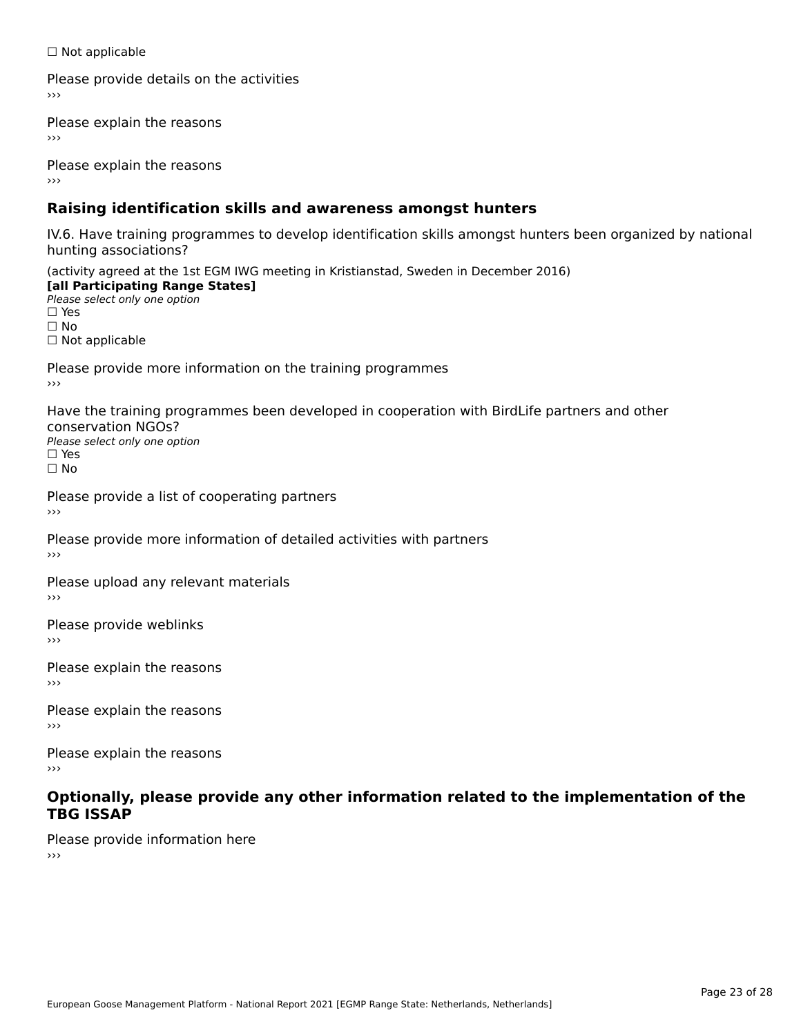☐ Not applicable

Please provide details on the activities
›››

Please explain the reasons
›››

Please explain the reasons
›››

## Raising identification skills and awareness amongst hunters

IV.6. Have training programmes to develop identification skills amongst hunters been organized by national hunting associations?

(activity agreed at the 1st EGM IWG meeting in Kristianstad, Sweden in December 2016)
**[all Participating Range States]**
*Please select only one option*
☐ Yes
☐ No
☐ Not applicable

Please provide more information on the training programmes
›››

Have the training programmes been developed in cooperation with BirdLife partners and other conservation NGOs?
*Please select only one option*
☐ Yes
☐ No

Please provide a list of cooperating partners
›››

Please provide more information of detailed activities with partners
›››

Please upload any relevant materials
›››

Please provide weblinks
›››

Please explain the reasons
›››

Please explain the reasons
›››

Please explain the reasons
›››

## Optionally, please provide any other information related to the implementation of the TBG ISSAP

Please provide information here
›››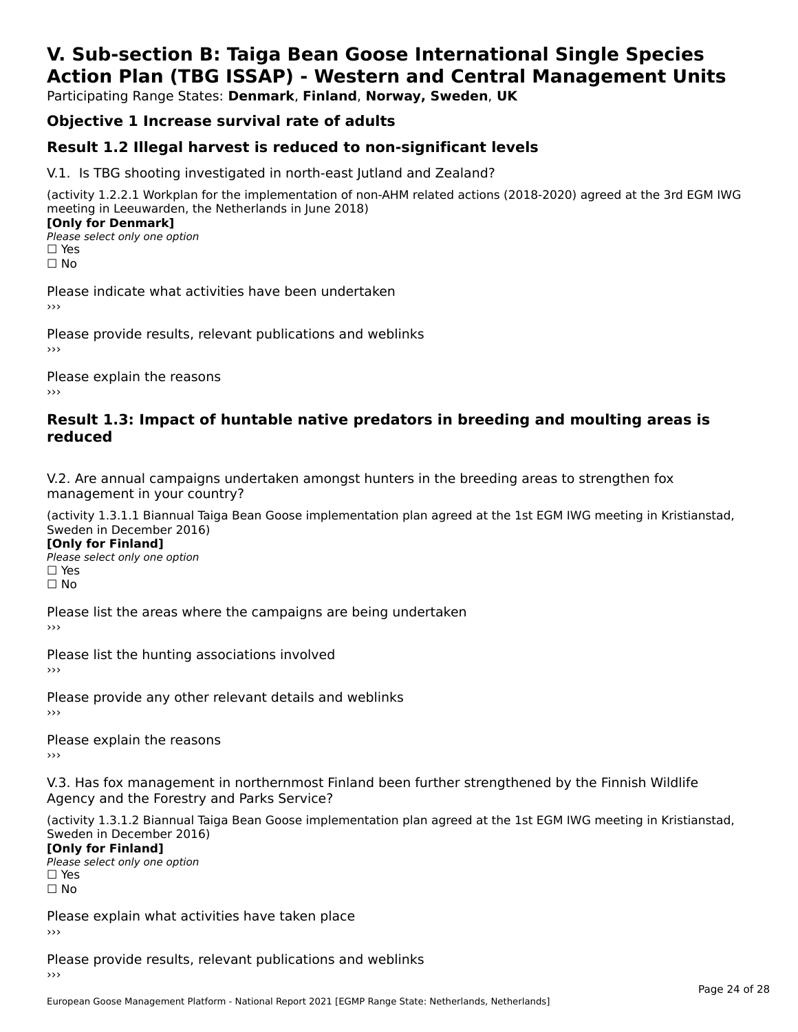# V. Sub-section B: Taiga Bean Goose International Single Species Action Plan (TBG ISSAP) - Western and Central Management Units

Participating Range States: **Denmark**, **Finland**, **Norway, Sweden**, **UK**

## Objective 1 Increase survival rate of adults

## Result 1.2 Illegal harvest is reduced to non-significant levels

V.1. Is TBG shooting investigated in north-east Jutland and Zealand?

(activity 1.2.2.1 Workplan for the implementation of non-AHM related actions (2018-2020) agreed at the 3rd EGM IWG meeting in Leeuwarden, the Netherlands in June 2018)

**[Only for Denmark]**

*Please select only one option*

☐ Yes

☐ No

Please indicate what activities have been undertaken

›››

Please provide results, relevant publications and weblinks

›››

Please explain the reasons

›››

## Result 1.3: Impact of huntable native predators in breeding and moulting areas is reduced

V.2. Are annual campaigns undertaken amongst hunters in the breeding areas to strengthen fox management in your country?

(activity 1.3.1.1 Biannual Taiga Bean Goose implementation plan agreed at the 1st EGM IWG meeting in Kristianstad, Sweden in December 2016)

**[Only for Finland]**

*Please select only one option*

☐ Yes

☐ No

Please list the areas where the campaigns are being undertaken

›››

Please list the hunting associations involved

›››

Please provide any other relevant details and weblinks

›››

Please explain the reasons

›››

V.3. Has fox management in northernmost Finland been further strengthened by the Finnish Wildlife Agency and the Forestry and Parks Service?

(activity 1.3.1.2 Biannual Taiga Bean Goose implementation plan agreed at the 1st EGM IWG meeting in Kristianstad, Sweden in December 2016)

**[Only for Finland]**

*Please select only one option*

☐ Yes

☐ No

Please explain what activities have taken place

›››

Please provide results, relevant publications and weblinks

›››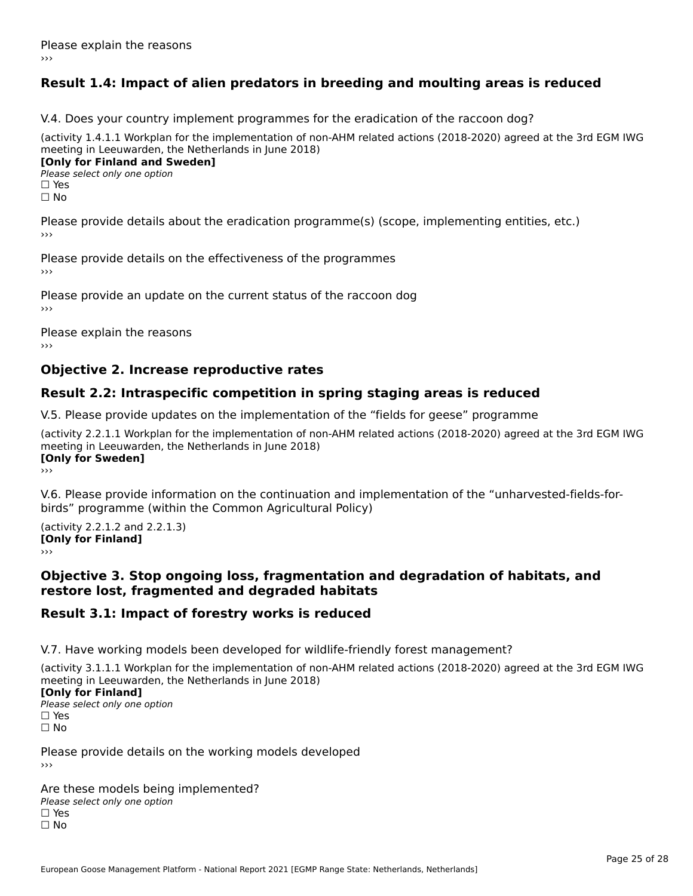Please explain the reasons

›››

## Result 1.4: Impact of alien predators in breeding and moulting areas is reduced

V.4. Does your country implement programmes for the eradication of the raccoon dog?

(activity 1.4.1.1 Workplan for the implementation of non-AHM related actions (2018-2020) agreed at the 3rd EGM IWG meeting in Leeuwarden, the Netherlands in June 2018)

**[Only for Finland and Sweden]**

*Please select only one option*

☐ Yes

☐ No

Please provide details about the eradication programme(s) (scope, implementing entities, etc.)

›››

Please provide details on the effectiveness of the programmes

›››

Please provide an update on the current status of the raccoon dog

›››

Please explain the reasons

›››

## Objective 2. Increase reproductive rates

## Result 2.2: Intraspecific competition in spring staging areas is reduced

V.5. Please provide updates on the implementation of the "fields for geese" programme

(activity 2.2.1.1 Workplan for the implementation of non-AHM related actions (2018-2020) agreed at the 3rd EGM IWG meeting in Leeuwarden, the Netherlands in June 2018)

**[Only for Sweden]**

›››

V.6. Please provide information on the continuation and implementation of the "unharvested-fields-for-birds" programme (within the Common Agricultural Policy)

(activity 2.2.1.2 and 2.2.1.3)

**[Only for Finland]**

›››

## Objective 3. Stop ongoing loss, fragmentation and degradation of habitats, and restore lost, fragmented and degraded habitats

## Result 3.1: Impact of forestry works is reduced

V.7. Have working models been developed for wildlife-friendly forest management?

(activity 3.1.1.1 Workplan for the implementation of non-AHM related actions (2018-2020) agreed at the 3rd EGM IWG meeting in Leeuwarden, the Netherlands in June 2018)

**[Only for Finland]**

*Please select only one option*

☐ Yes

☐ No

Please provide details on the working models developed

›››

Are these models being implemented?

*Please select only one option*

☐ Yes

☐ No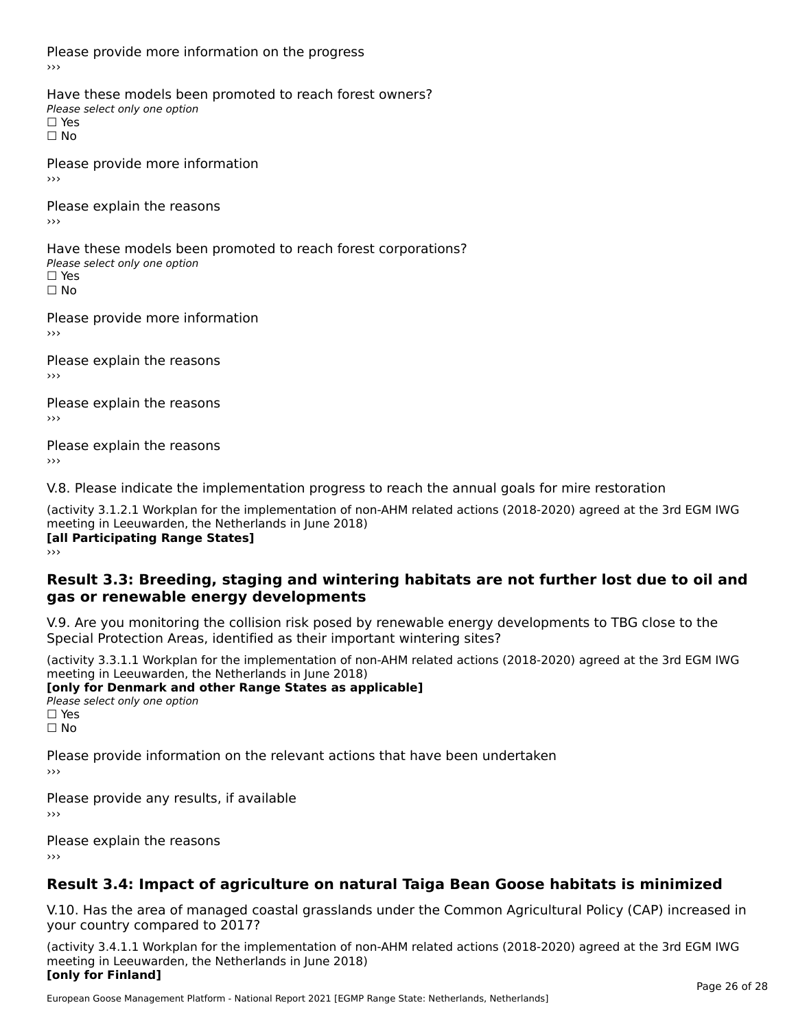Please provide more information on the progress
›››

Have these models been promoted to reach forest owners?
*Please select only one option*
☐ Yes
☐ No

Please provide more information
›››

Please explain the reasons
›››

Have these models been promoted to reach forest corporations?
*Please select only one option*
☐ Yes
☐ No

Please provide more information
›››

Please explain the reasons
›››

Please explain the reasons
›››

Please explain the reasons
›››

V.8. Please indicate the implementation progress to reach the annual goals for mire restoration

(activity 3.1.2.1 Workplan for the implementation of non-AHM related actions (2018-2020) agreed at the 3rd EGM IWG meeting in Leeuwarden, the Netherlands in June 2018)
**[all Participating Range States]**
›››

## Result 3.3: Breeding, staging and wintering habitats are not further lost due to oil and gas or renewable energy developments

V.9. Are you monitoring the collision risk posed by renewable energy developments to TBG close to the Special Protection Areas, identified as their important wintering sites?

(activity 3.3.1.1 Workplan for the implementation of non-AHM related actions (2018-2020) agreed at the 3rd EGM IWG meeting in Leeuwarden, the Netherlands in June 2018)
**[only for Denmark and other Range States as applicable]**
*Please select only one option*
☐ Yes
☐ No

Please provide information on the relevant actions that have been undertaken
›››

Please provide any results, if available
›››

Please explain the reasons
›››

## Result 3.4: Impact of agriculture on natural Taiga Bean Goose habitats is minimized

V.10. Has the area of managed coastal grasslands under the Common Agricultural Policy (CAP) increased in your country compared to 2017?

(activity 3.4.1.1 Workplan for the implementation of non-AHM related actions (2018-2020) agreed at the 3rd EGM IWG meeting in Leeuwarden, the Netherlands in June 2018)
**[only for Finland]**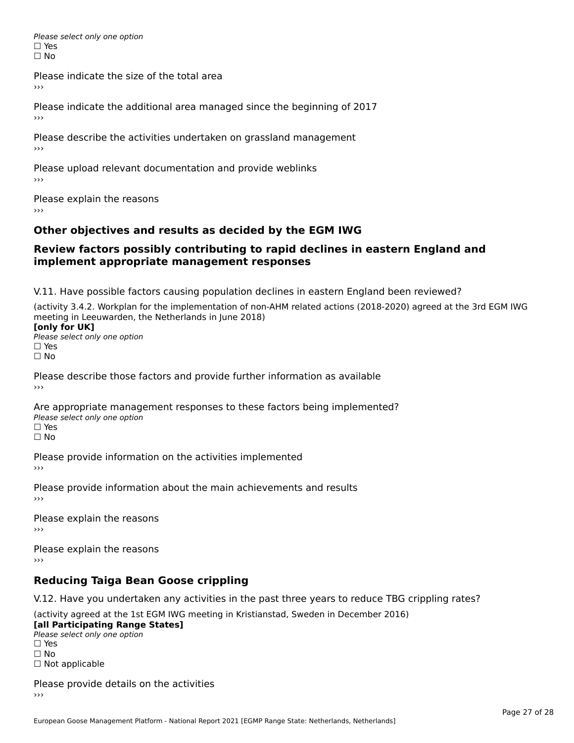*Please select only one option*
☐ Yes
☐ No

Please indicate the size of the total area
›››

Please indicate the additional area managed since the beginning of 2017
›››

Please describe the activities undertaken on grassland management
›››

Please upload relevant documentation and provide weblinks
›››

Please explain the reasons
›››

## Other objectives and results as decided by the EGM IWG

## Review factors possibly contributing to rapid declines in eastern England and implement appropriate management responses

V.11. Have possible factors causing population declines in eastern England been reviewed?

(activity 3.4.2. Workplan for the implementation of non-AHM related actions (2018-2020) agreed at the 3rd EGM IWG meeting in Leeuwarden, the Netherlands in June 2018)
**[only for UK]**
*Please select only one option*
☐ Yes
☐ No

Please describe those factors and provide further information as available
›››

Are appropriate management responses to these factors being implemented?
*Please select only one option*
☐ Yes
☐ No

Please provide information on the activities implemented
›››

Please provide information about the main achievements and results
›››

Please explain the reasons
›››

Please explain the reasons
›››

## Reducing Taiga Bean Goose crippling

V.12. Have you undertaken any activities in the past three years to reduce TBG crippling rates?

(activity agreed at the 1st EGM IWG meeting in Kristianstad, Sweden in December 2016)
**[all Participating Range States]**
*Please select only one option*
☐ Yes
☐ No
☐ Not applicable

Please provide details on the activities
›››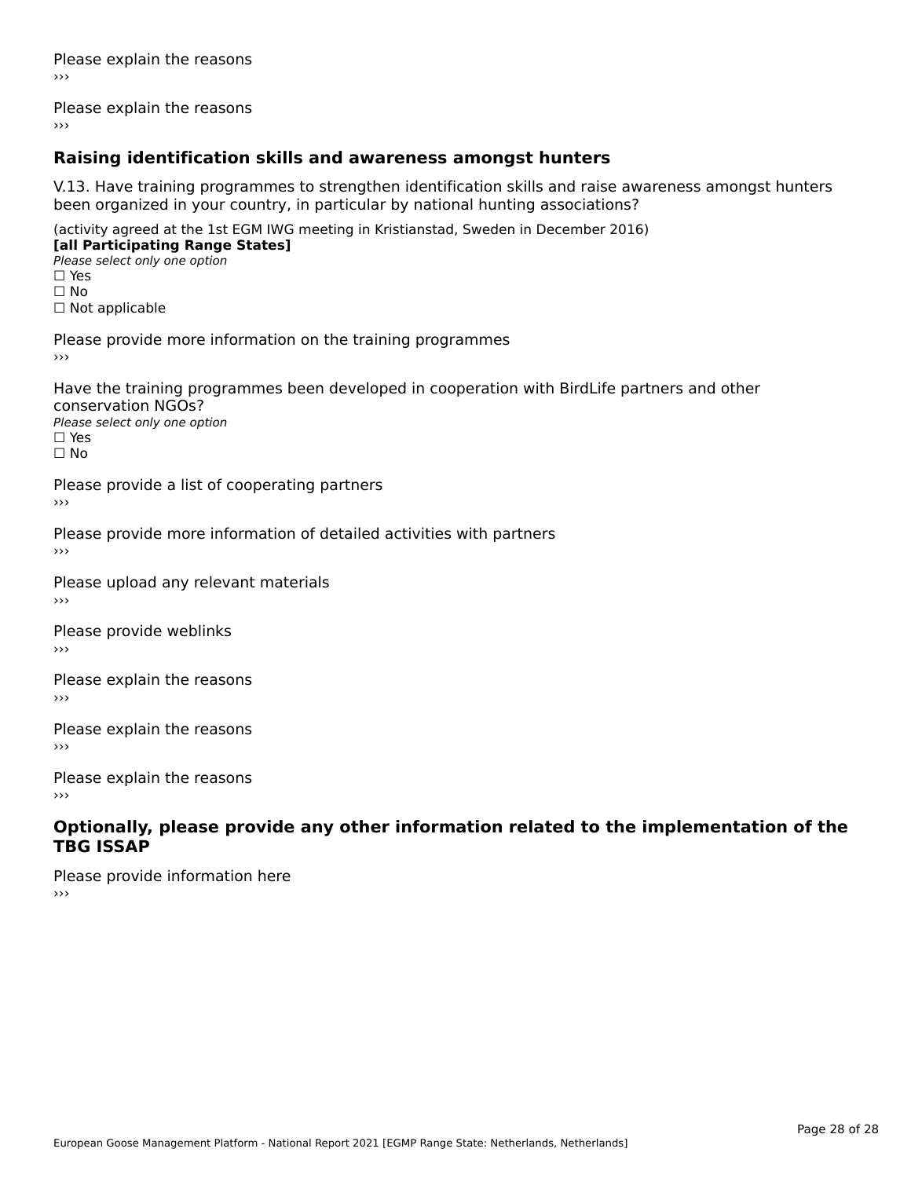Please explain the reasons
›››

Please explain the reasons
›››

## Raising identification skills and awareness amongst hunters

V.13. Have training programmes to strengthen identification skills and raise awareness amongst hunters been organized in your country, in particular by national hunting associations?

(activity agreed at the 1st EGM IWG meeting in Kristianstad, Sweden in December 2016)
**[all Participating Range States]**
*Please select only one option*
☐ Yes
☐ No
☐ Not applicable

Please provide more information on the training programmes
›››

Have the training programmes been developed in cooperation with BirdLife partners and other conservation NGOs?
*Please select only one option*
☐ Yes
☐ No

Please provide a list of cooperating partners
›››

Please provide more information of detailed activities with partners
›››

Please upload any relevant materials
›››

Please provide weblinks
›››

Please explain the reasons
›››

Please explain the reasons
›››

Please explain the reasons
›››

## Optionally, please provide any other information related to the implementation of the TBG ISSAP

Please provide information here
›››